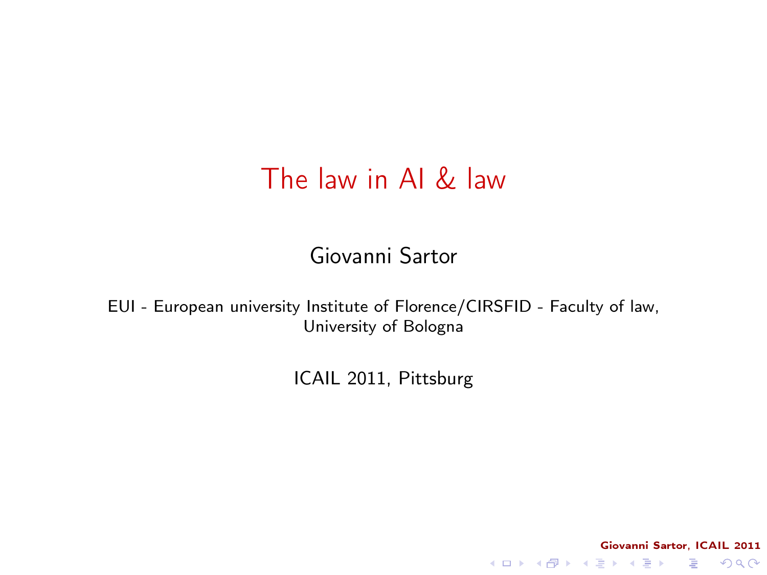# The law in AI & law

Giovanni Sartor

EUI - European university Institute of Florence/CIRSFID - Faculty of law, University of Bologna

ICAIL 2011, Pittsburg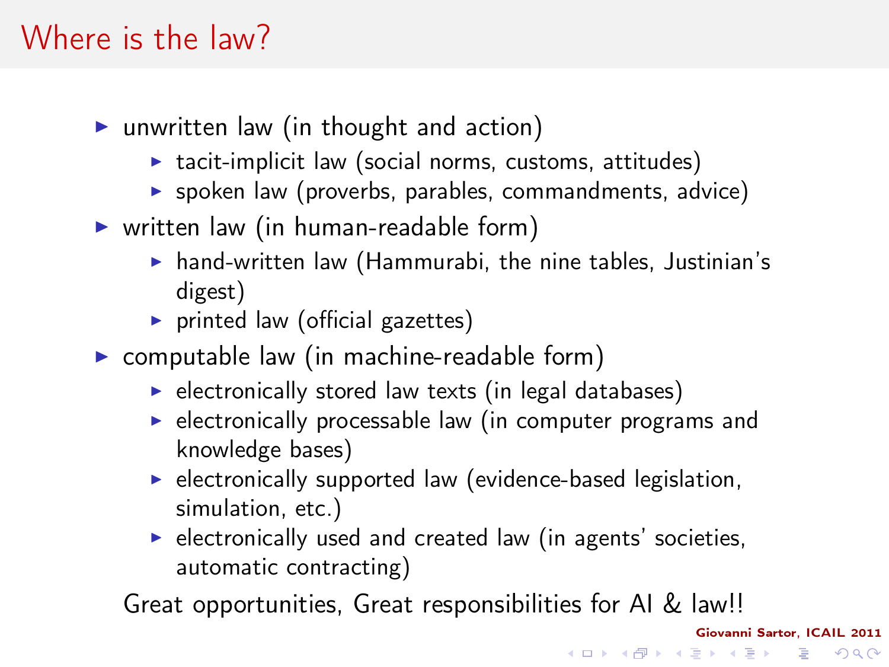# Where is the law?

- unwritten law (in thought and action)
  - tacit-implicit law (social norms, customs, attitudes)
  - spoken law (proverbs, parables, commandments, advice)
- written law (in human-readable form)
  - hand-written law (Hammurabi, the nine tables, Justinian's digest)
  - printed law (official gazettes)
- computable law (in machine-readable form)
  - electronically stored law texts (in legal databases)
  - electronically processable law (in computer programs and knowledge bases)
  - electronically supported law (evidence-based legislation, simulation, etc.)
  - electronically used and created law (in agents' societies, automatic contracting)

Great opportunities, Great responsibilities for AI & law!!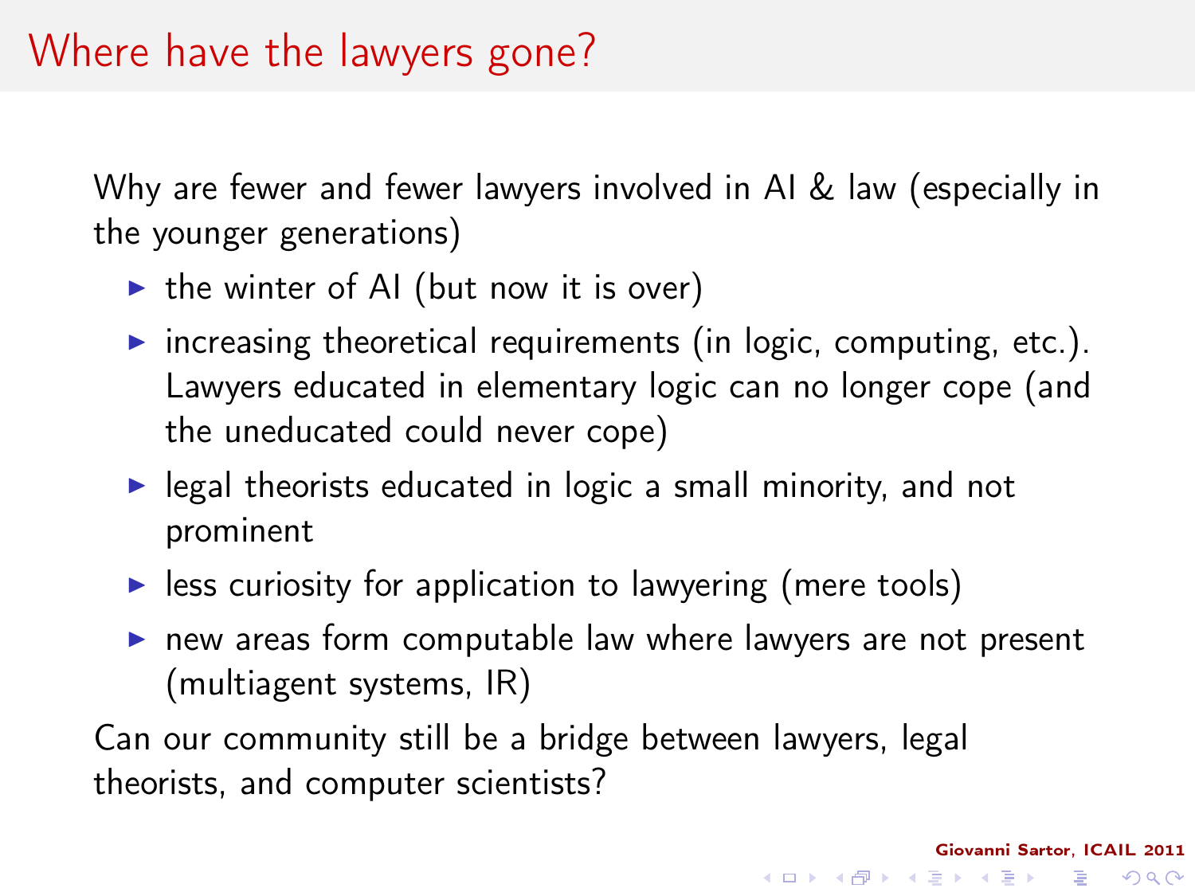# Where have the lawyers gone?

Why are fewer and fewer lawyers involved in AI & law (especially in the younger generations)

- the winter of AI (but now it is over)
- increasing theoretical requirements (in logic, computing, etc.). Lawyers educated in elementary logic can no longer cope (and the uneducated could never cope)
- legal theorists educated in logic a small minority, and not prominent
- less curiosity for application to lawyering (mere tools)
- new areas form computable law where lawyers are not present (multiagent systems, IR)

Can our community still be a bridge between lawyers, legal theorists, and computer scientists?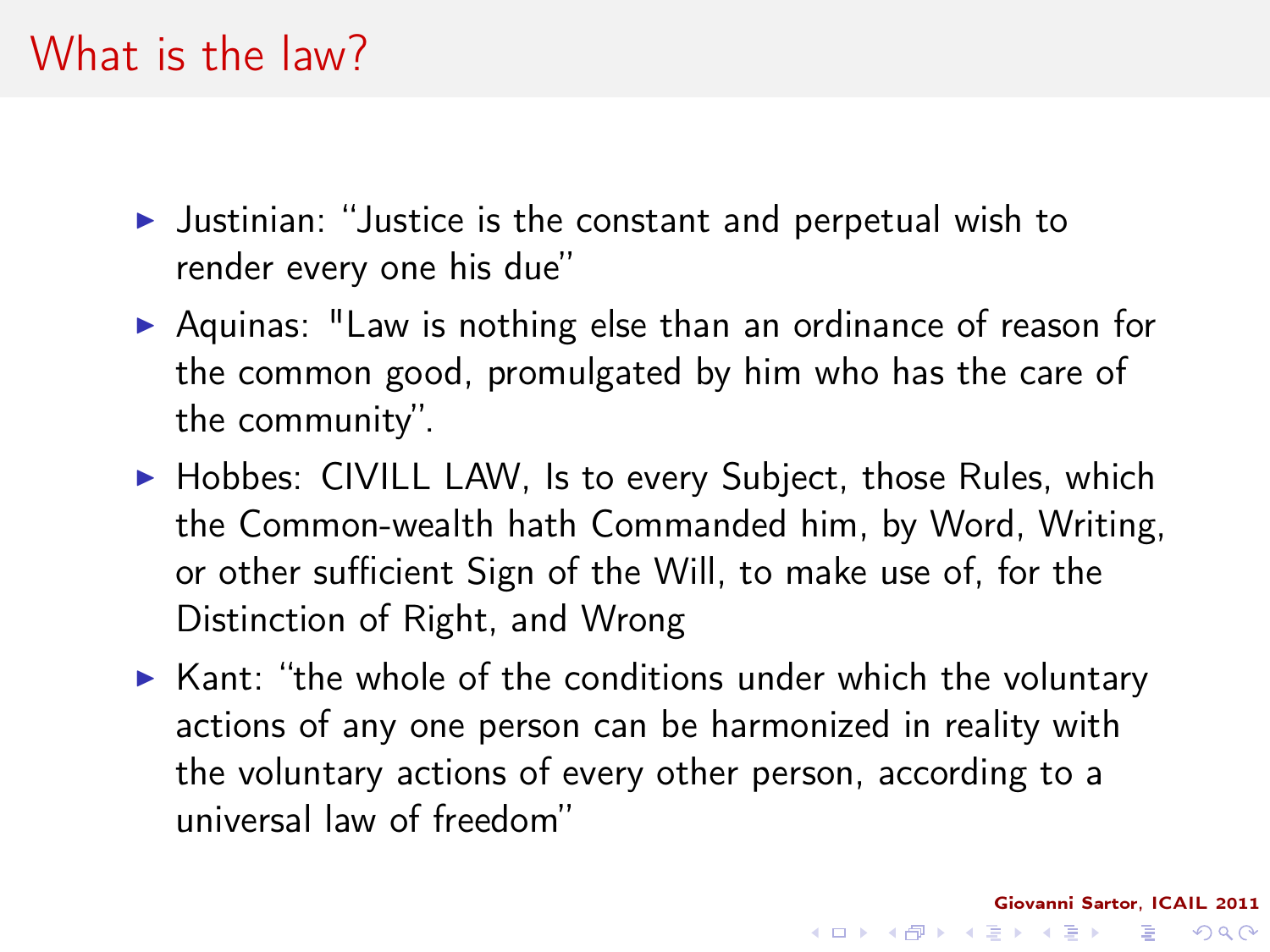# What is the law?

- Justinian: “Justice is the constant and perpetual wish to render every one his due”
- Aquinas: "Law is nothing else than an ordinance of reason for the common good, promulgated by him who has the care of the community”.
- Hobbes: CIVILL LAW, Is to every Subject, those Rules, which the Common-wealth hath Commanded him, by Word, Writing, or other sufficient Sign of the Will, to make use of, for the Distinction of Right, and Wrong
- Kant: “the whole of the conditions under which the voluntary actions of any one person can be harmonized in reality with the voluntary actions of every other person, according to a universal law of freedom”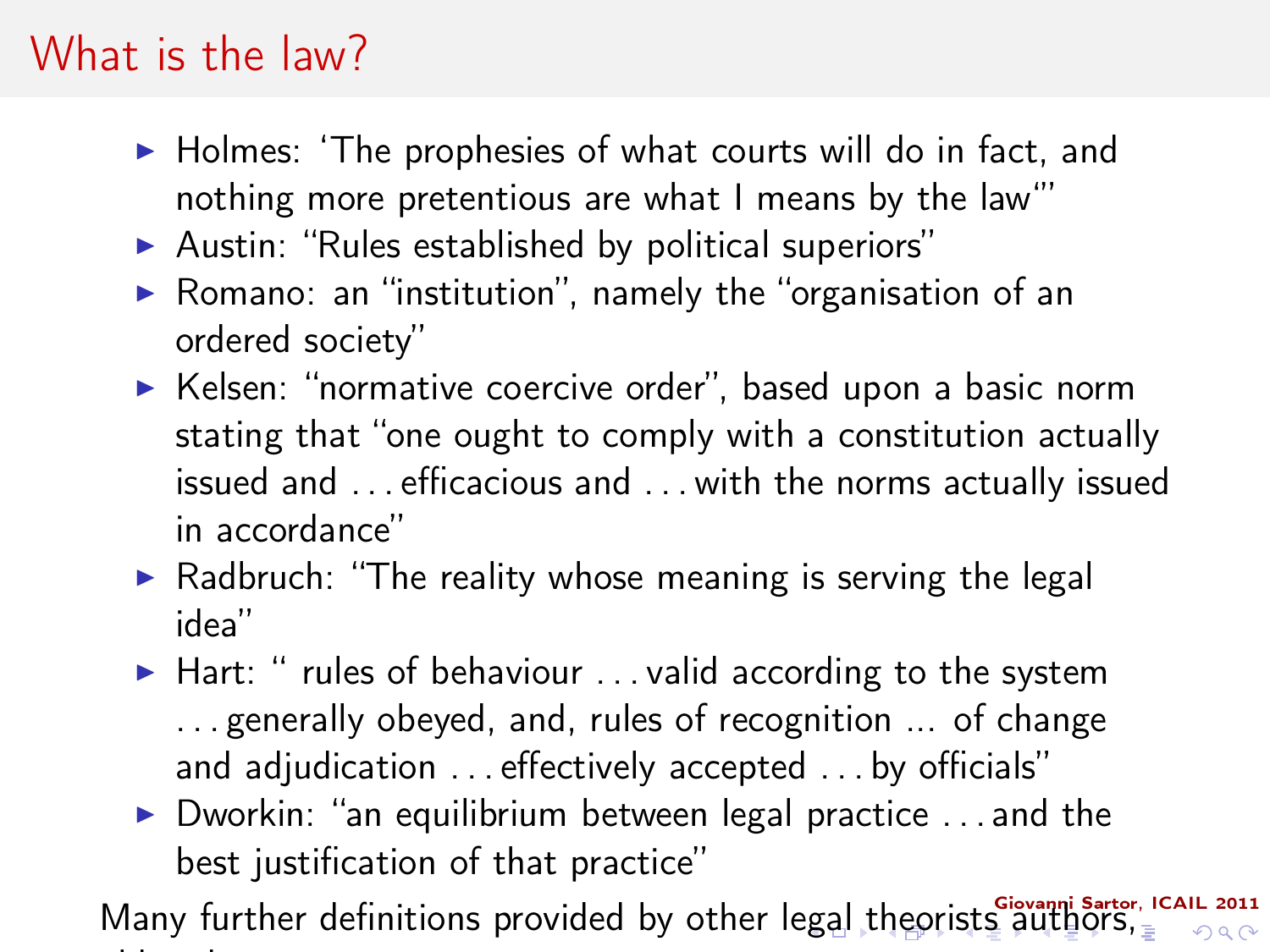# What is the law?

- Holmes: 'The prophesies of what courts will do in fact, and nothing more pretentious are what I means by the law'"
- Austin: "Rules established by political superiors"
- Romano: an "institution", namely the "organisation of an ordered society"
- Kelsen: "normative coercive order", based upon a basic norm stating that "one ought to comply with a constitution actually issued and . . . efficacious and . . . with the norms actually issued in accordance"
- Radbruch: "The reality whose meaning is serving the legal idea"
- Hart: " rules of behaviour . . . valid according to the system . . . generally obeyed, and, rules of recognition ... of change and adjudication . . . effectively accepted . . . by officials"
- Dworkin: "an equilibrium between legal practice . . . and the best justification of that practice"

Many further definitions provided by other legal theorists authors,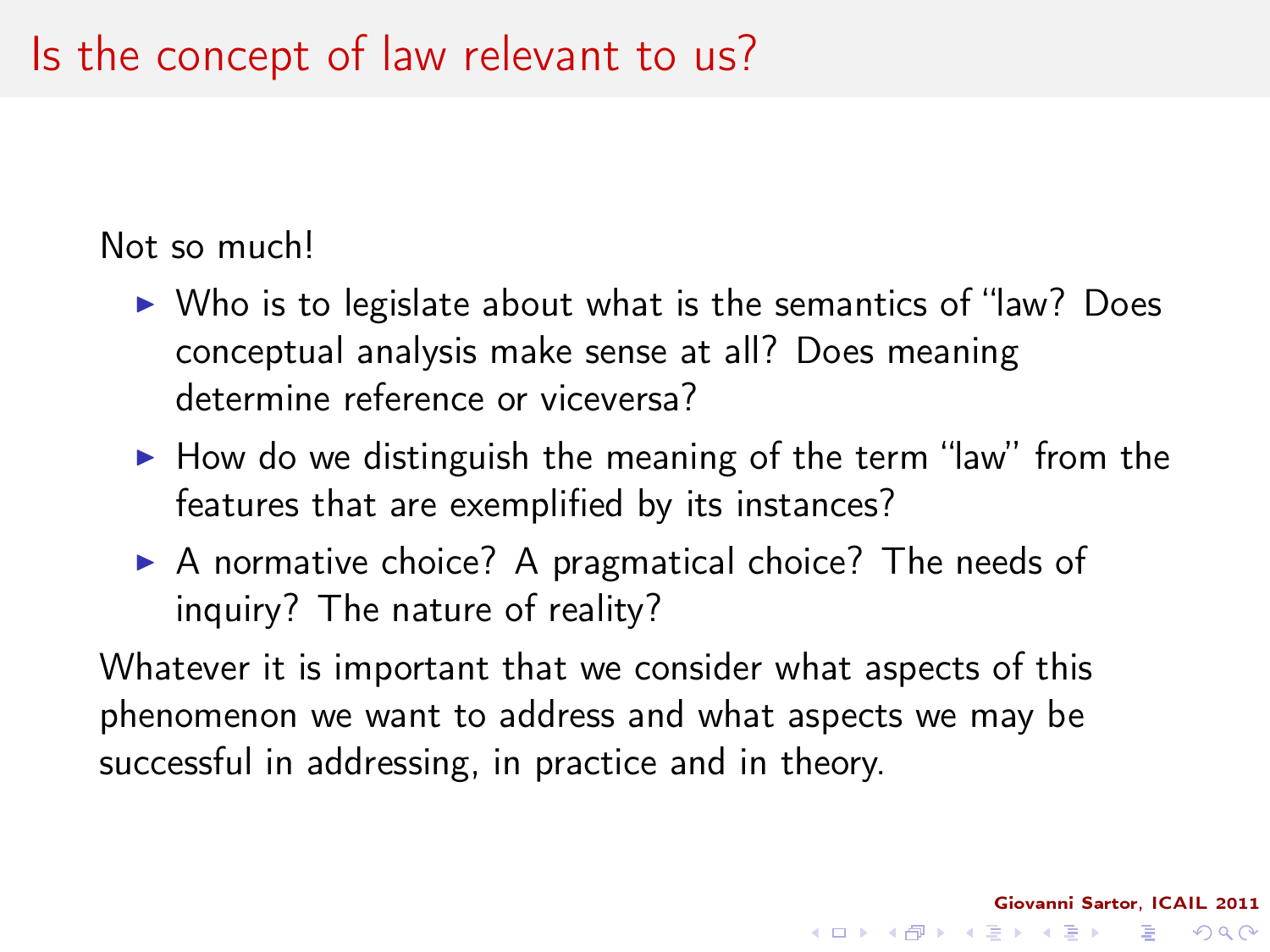# Is the concept of law relevant to us?

Not so much!

- Who is to legislate about what is the semantics of "law? Does conceptual analysis make sense at all? Does meaning determine reference or viceversa?
- How do we distinguish the meaning of the term "law" from the features that are exemplified by its instances?
- A normative choice? A pragmatical choice? The needs of inquiry? The nature of reality?

Whatever it is important that we consider what aspects of this phenomenon we want to address and what aspects we may be successful in addressing, in practice and in theory.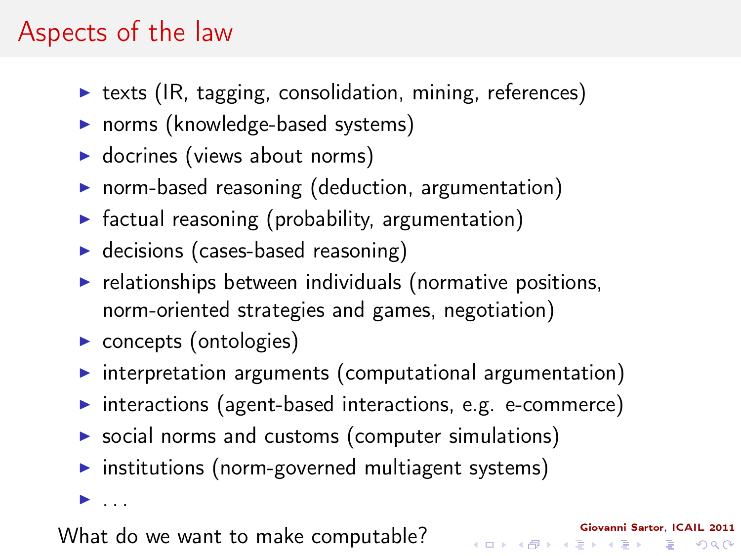# Aspects of the law

- texts (IR, tagging, consolidation, mining, references)
- norms (knowledge-based systems)
- docrines (views about norms)
- norm-based reasoning (deduction, argumentation)
- factual reasoning (probability, argumentation)
- decisions (cases-based reasoning)
- relationships between individuals (normative positions, norm-oriented strategies and games, negotiation)
- concepts (ontologies)
- interpretation arguments (computational argumentation)
- interactions (agent-based interactions, e.g. e-commerce)
- social norms and customs (computer simulations)
- institutions (norm-governed multiagent systems)
- ...

What do we want to make computable?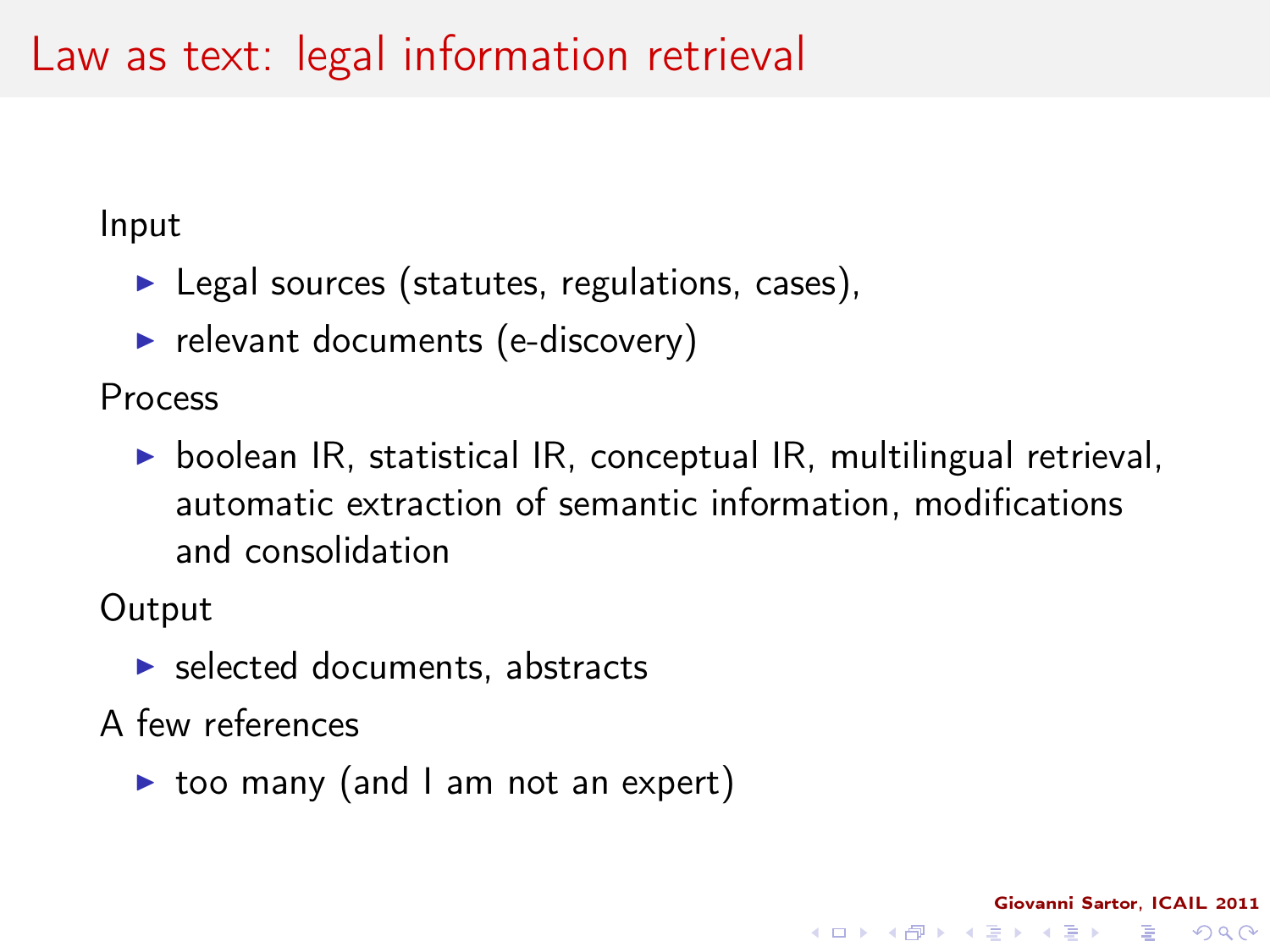# Law as text: legal information retrieval

Input

- Legal sources (statutes, regulations, cases),
- relevant documents (e-discovery)

Process

- boolean IR, statistical IR, conceptual IR, multilingual retrieval, automatic extraction of semantic information, modifications and consolidation

Output

- selected documents, abstracts

A few references

- too many (and I am not an expert)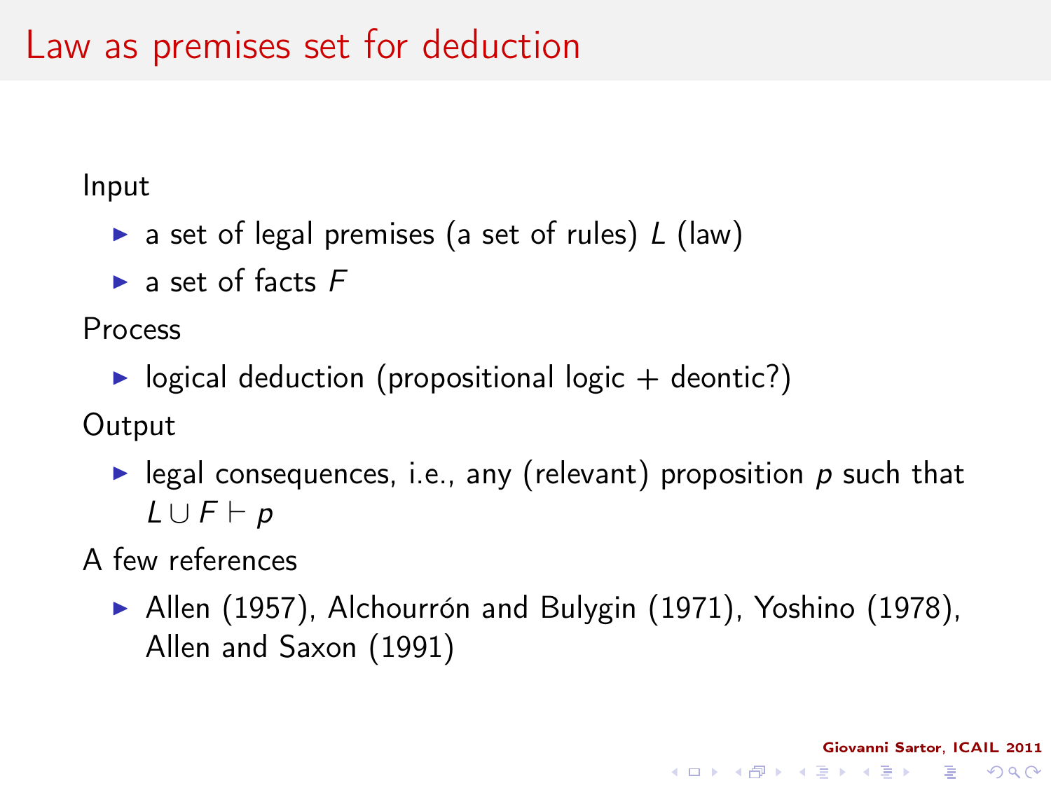# Law as premises set for deduction

Input

- a set of legal premises (a set of rules) $L$ (law)
- a set of facts $F$

Process

- logical deduction (propositional logic + deontic?)

Output

- legal consequences, i.e., any (relevant) proposition $p$ such that $L \cup F \vdash p$

A few references

- Allen (1957), Alchourrón and Bulygin (1971), Yoshino (1978), Allen and Saxon (1991)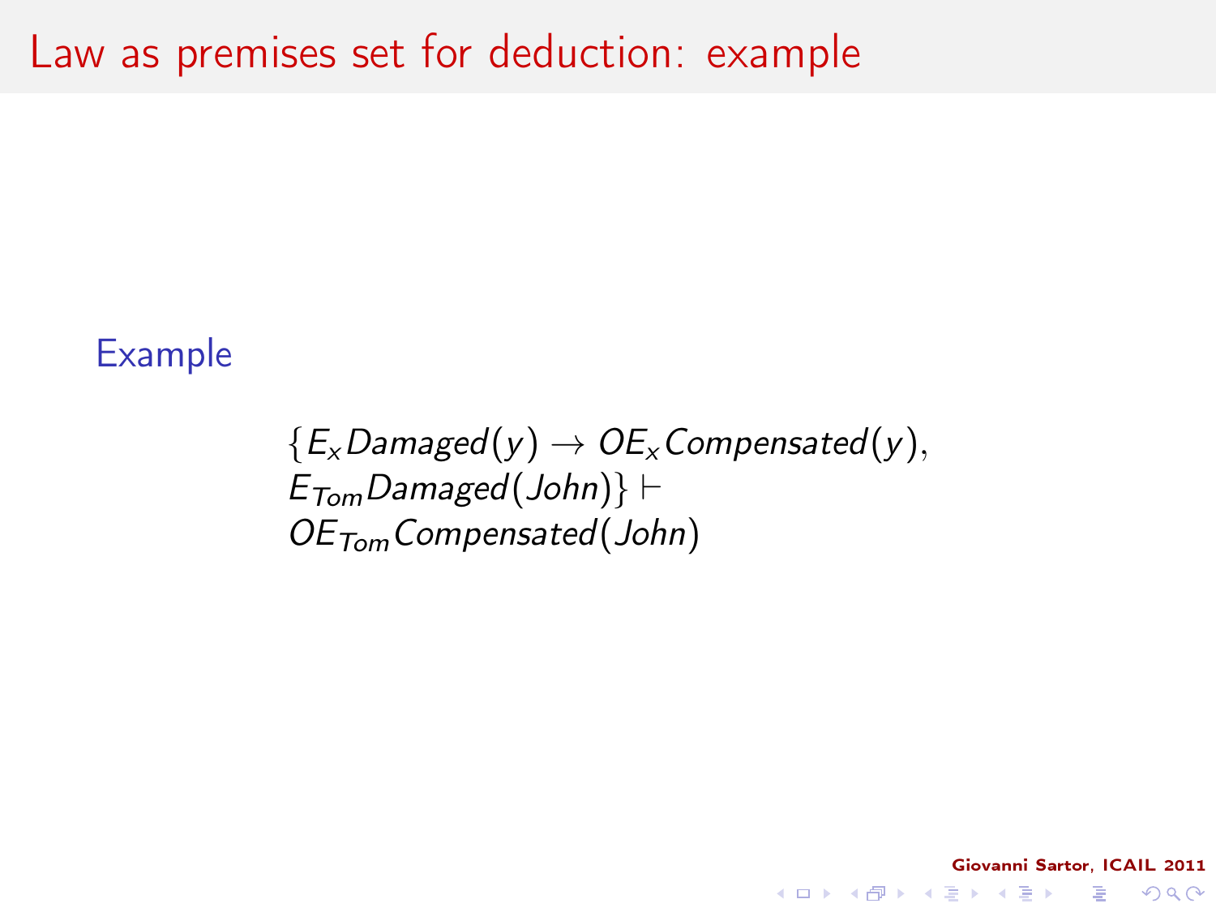# Law as premises set for deduction: example

**Example**

$$
\{E_x Damaged(y) \rightarrow OE_x Compensated(y),
$$

$$
E_{Tom} Damaged(John)\} \vdash
$$

$$
OE_{Tom} Compensated(John)
$$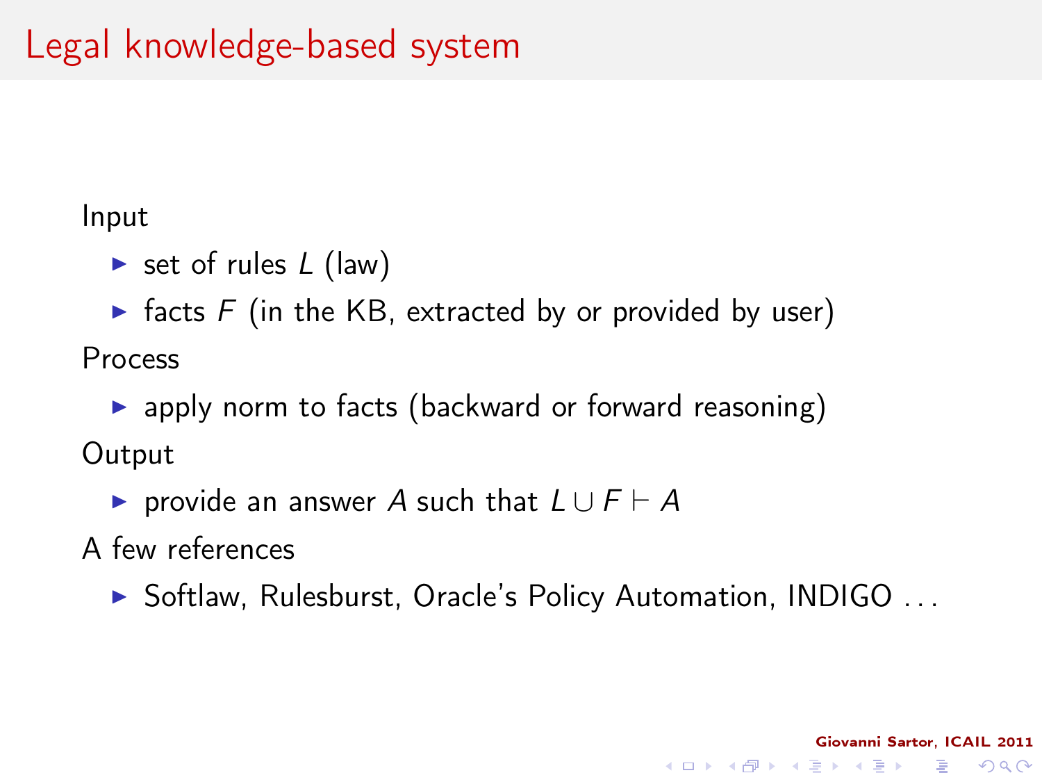# Legal knowledge-based system

Input

- set of rules $L$ (law)
- facts $F$ (in the KB, extracted by or provided by user)

Process

- apply norm to facts (backward or forward reasoning)

Output

- provide an answer $A$ such that $L \cup F \vdash A$

A few references

- Softlaw, Rulesburst, Oracle's Policy Automation, INDIGO . . .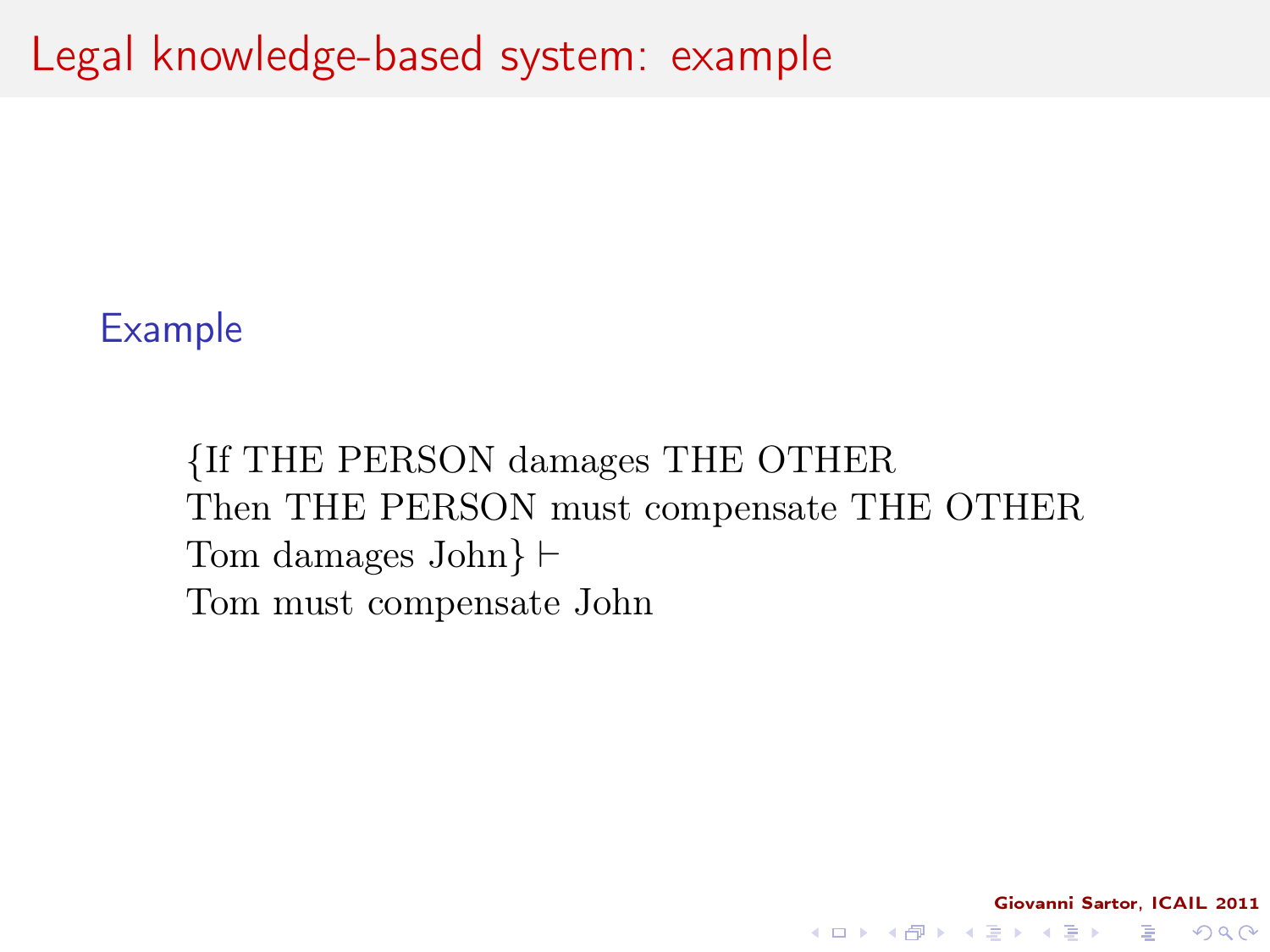# Legal knowledge-based system: example

### Example

{If THE PERSON damages THE OTHER
Then THE PERSON must compensate THE OTHER
Tom damages John} $\vdash$
Tom must compensate John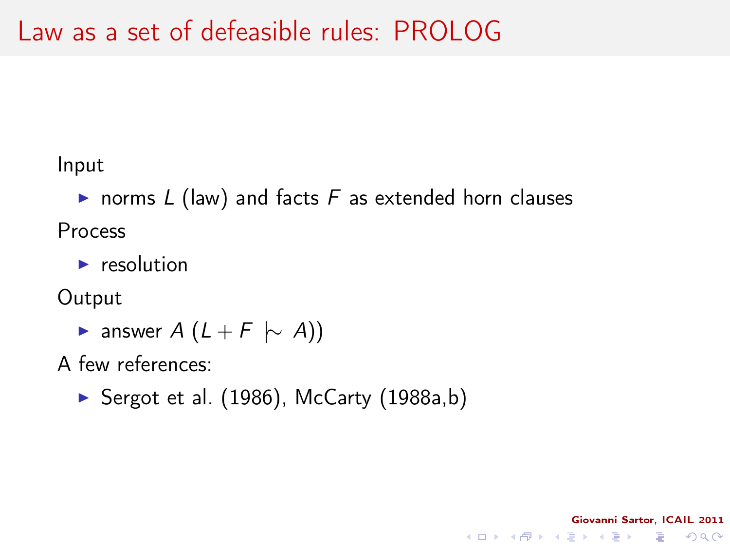# Law as a set of defeasible rules: PROLOG

Input

- norms $L$ (law) and facts $F$ as extended horn clauses

Process

- resolution

Output

- answer $A$ ($L + F \mid\!\sim A$))

A few references:

- Sergot et al. (1986), McCarty (1988a,b)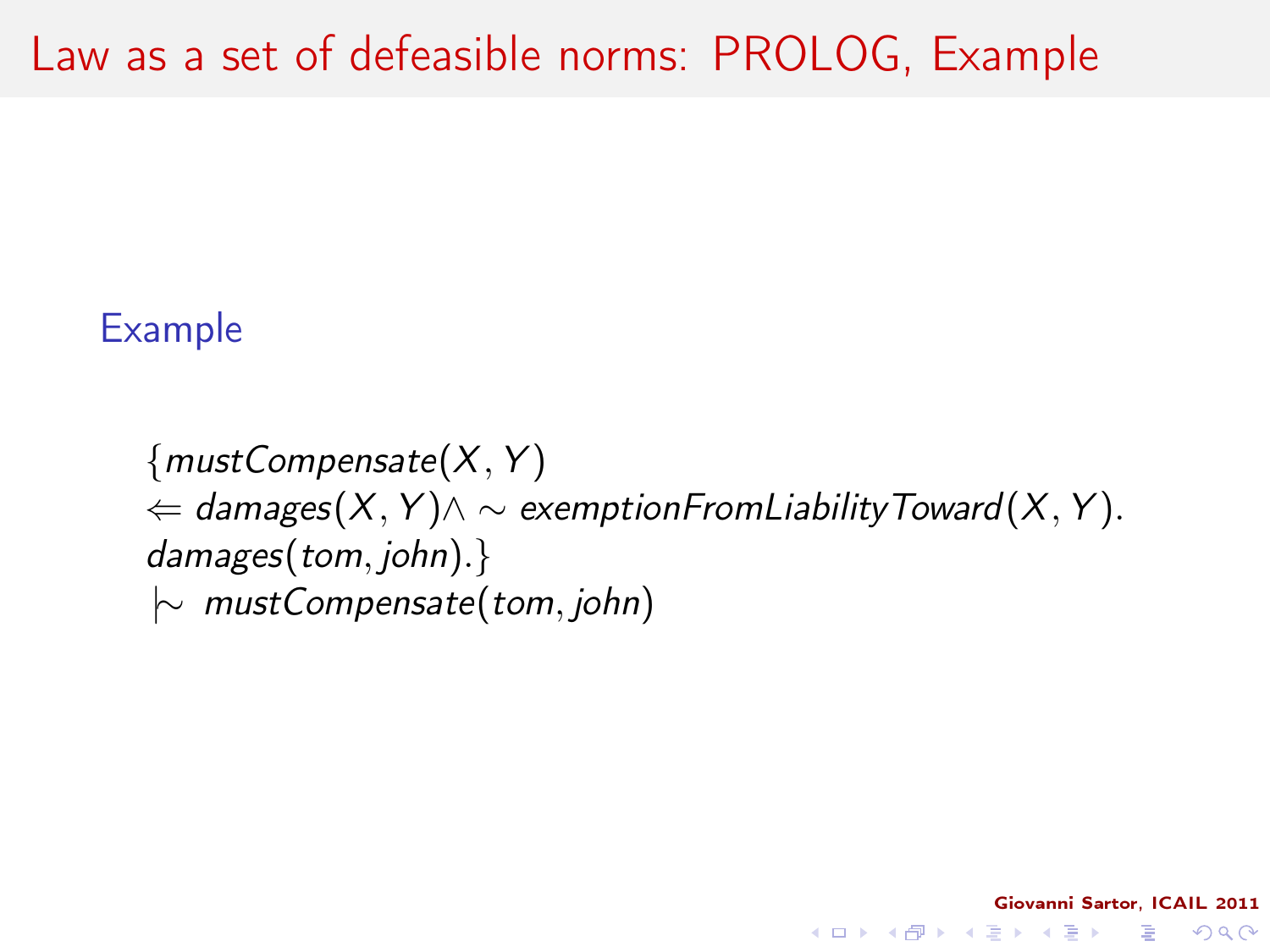# Law as a set of defeasible norms: PROLOG, Example

**Example**

$$\{mustCompensate(X, Y) \\ \Leftarrow damages(X, Y) \wedge \sim exemptionFromLiabilityToward(X, Y). \\ damages(tom, john).\} \\ \mid\!\sim\ mustCompensate(tom, john)$$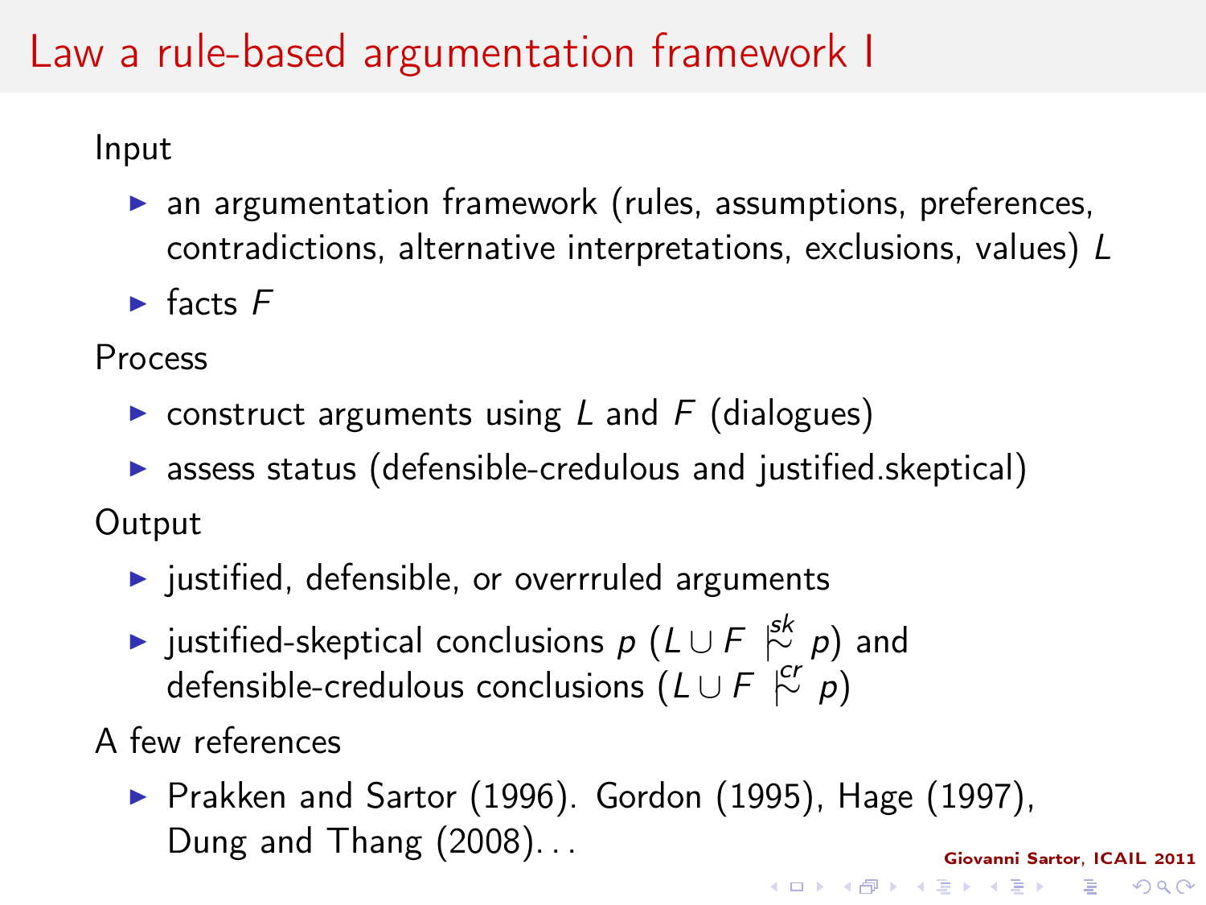# Law a rule-based argumentation framework I

Input

- an argumentation framework (rules, assumptions, preferences, contradictions, alternative interpretations, exclusions, values) $L$
- facts $F$

Process

- construct arguments using $L$ and $F$ (dialogues)
- assess status (defensible-credulous and justified.skeptical)

Output

- justified, defensible, or overrruled arguments
- justified-skeptical conclusions $p$ ($L \cup F \mid\!\sim^{sk} p$) and defensible-credulous conclusions ($L \cup F \mid\!\sim^{cr} p$)

A few references

- Prakken and Sartor (1996). Gordon (1995), Hage (1997), Dung and Thang (2008)...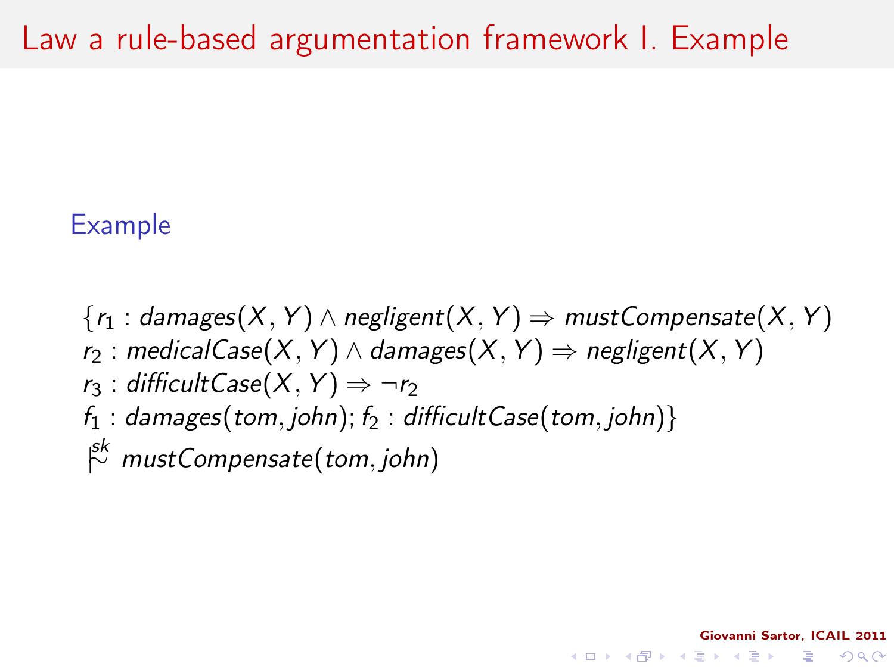# Law a rule-based argumentation framework I. Example

### Example

$$
\begin{aligned}
&\{r_1 : damages(X, Y) \land negligent(X, Y) \Rightarrow mustCompensate(X, Y)\\
&r_2 : medicalCase(X, Y) \land damages(X, Y) \Rightarrow negligent(X, Y)\\
&r_3 : difficultCase(X, Y) \Rightarrow \neg r_2\\
&f_1 : damages(tom, john); f_2 : difficultCase(tom, john)\}\\
&\not\mid\!\sim^{sk} mustCompensate(tom, john)
\end{aligned}
$$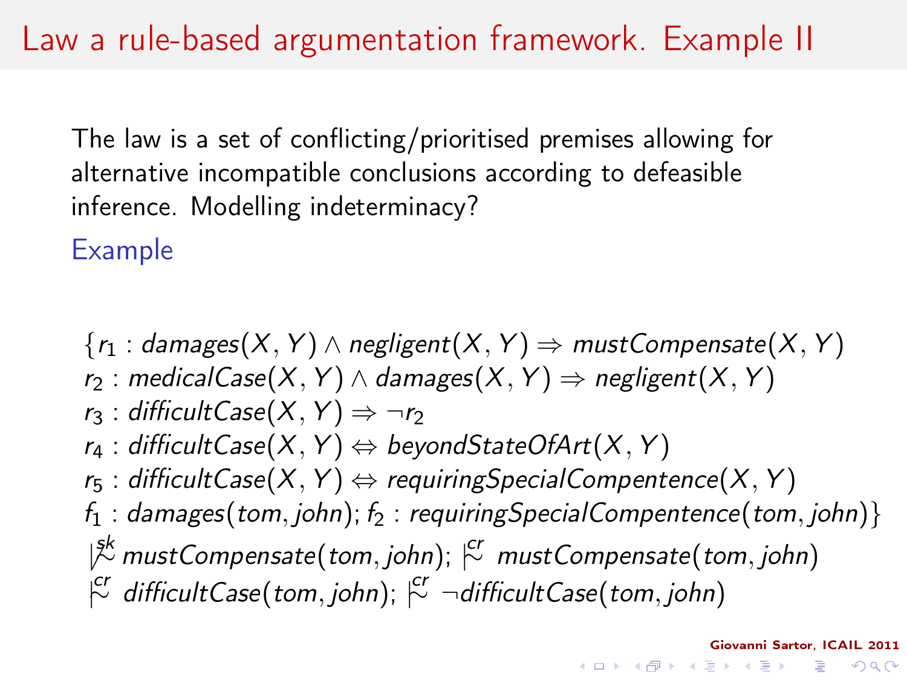# Law a rule-based argumentation framework. Example II

The law is a set of conflicting/prioritised premises allowing for alternative incompatible conclusions according to defeasible inference. Modelling indeterminacy?

Example

$$
\begin{aligned}
\{&r_1 : \mathit{damages}(X,Y) \wedge \mathit{negligent}(X,Y) \Rightarrow \mathit{mustCompensate}(X,Y)\\
&r_2 : \mathit{medicalCase}(X,Y) \wedge \mathit{damages}(X,Y) \Rightarrow \mathit{negligent}(X,Y)\\
&r_3 : \mathit{difficultCase}(X,Y) \Rightarrow \neg r_2\\
&r_4 : \mathit{difficultCase}(X,Y) \Leftrightarrow \mathit{beyondStateOfArt}(X,Y)\\
&r_5 : \mathit{difficultCase}(X,Y) \Leftrightarrow \mathit{requiringSpecialCompentence}(X,Y)\\
&f_1 : \mathit{damages}(tom, john); f_2 : \mathit{requiringSpecialCompentence}(tom, john)\}
\end{aligned}
$$

$\not\mid\!\sim^{sk} \mathit{mustCompensate}(tom, john)$; $\mid\!\sim^{cr} \mathit{mustCompensate}(tom, john)$

$\mid\!\sim^{cr} \mathit{difficultCase}(tom, john)$; $\mid\!\sim^{cr} \neg \mathit{difficultCase}(tom, john)$

Giovanni Sartor, ICAIL 2011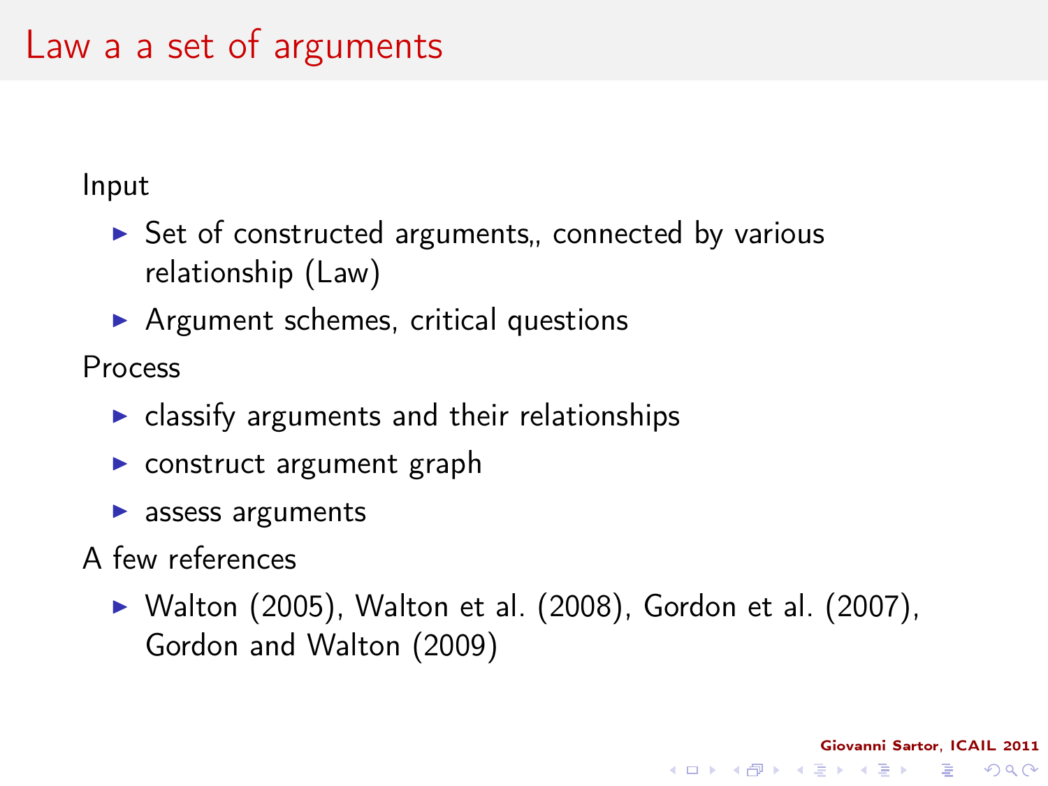# Law a a set of arguments

Input

- Set of constructed arguments,, connected by various relationship (Law)
- Argument schemes, critical questions

Process

- classify arguments and their relationships
- construct argument graph
- assess arguments

A few references

- Walton (2005), Walton et al. (2008), Gordon et al. (2007), Gordon and Walton (2009)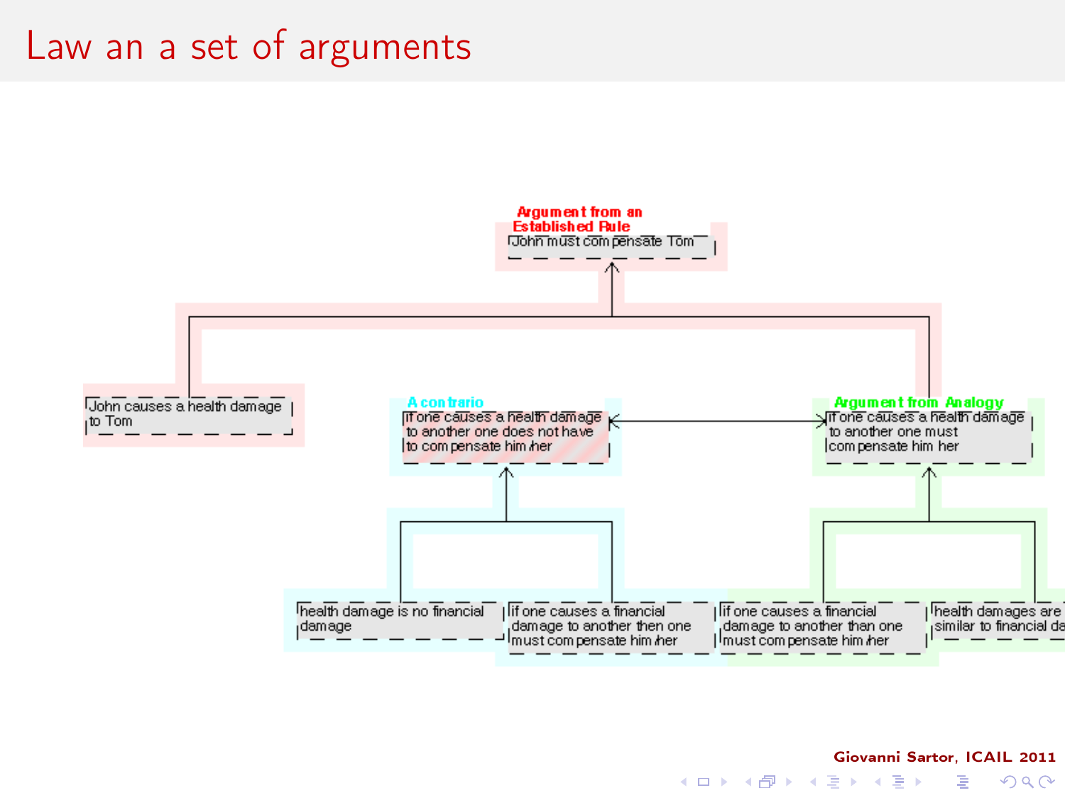# Law an a set of arguments

**Argument from an Established Rule**

John must compensate Tom

John causes a health damage to Tom

**A contrario**

if one causes a health damage to another one does not have to compensate him/her

**Argument from Analogy**

if one causes a health damage to another one must compensate him her

health damage is no financial damage

if one causes a financial damage to another then one must compensate him/her

if one causes a financial damage to another than one must compensate him/her

health damages are similar to financial da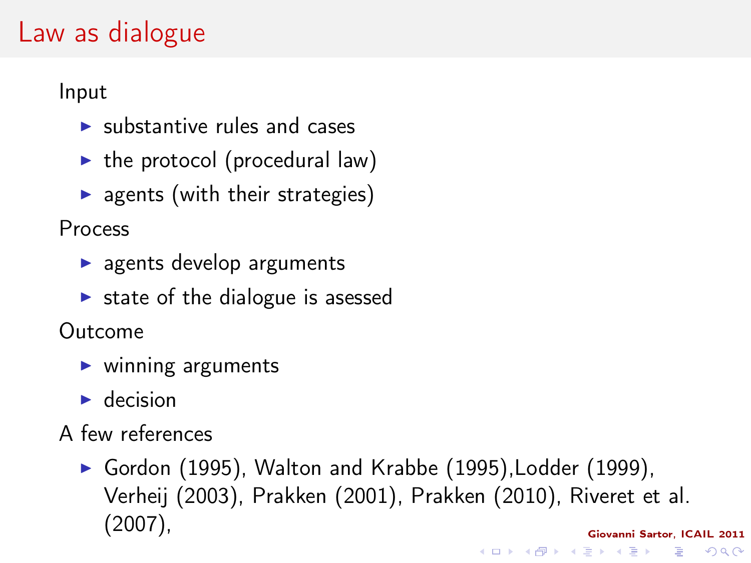# Law as dialogue

Input

- substantive rules and cases
- the protocol (procedural law)
- agents (with their strategies)

Process

- agents develop arguments
- state of the dialogue is asessed

Outcome

- winning arguments
- decision

A few references

- Gordon (1995), Walton and Krabbe (1995),Lodder (1999), Verheij (2003), Prakken (2001), Prakken (2010), Riveret et al. (2007),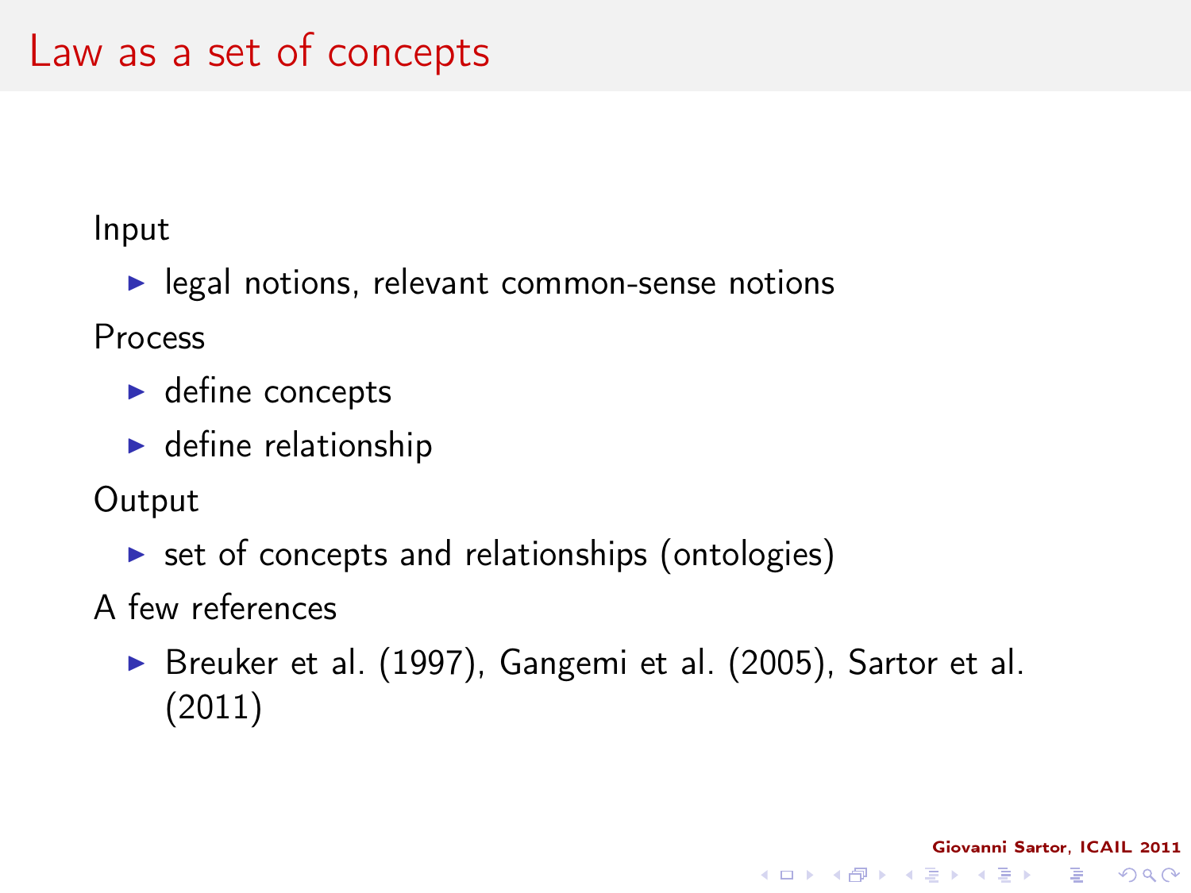# Law as a set of concepts

Input

- legal notions, relevant common-sense notions

Process

- define concepts
- define relationship

Output

- set of concepts and relationships (ontologies)

A few references

- Breuker et al. (1997), Gangemi et al. (2005), Sartor et al. (2011)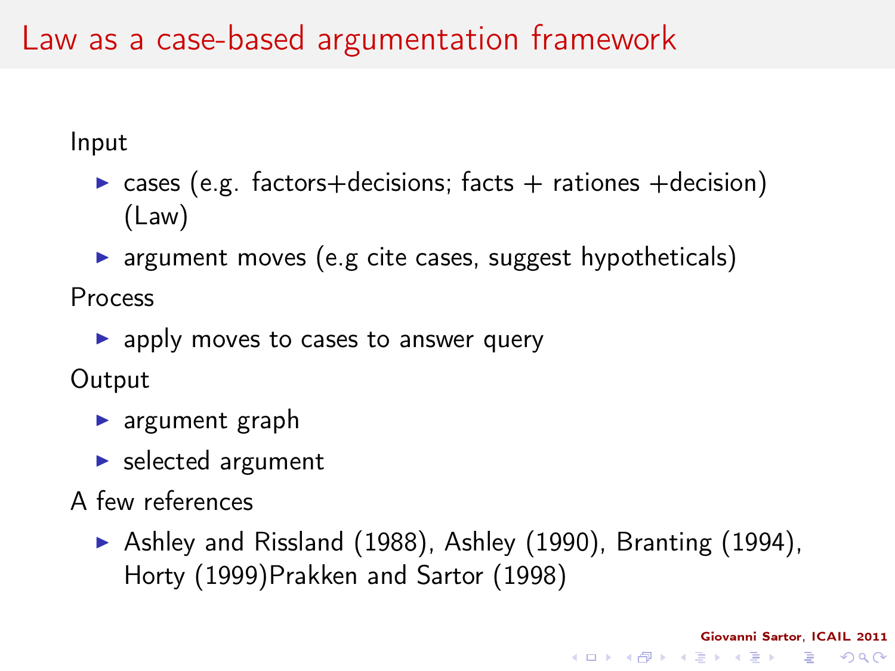# Law as a case-based argumentation framework

Input

- cases (e.g. factors+decisions; facts + rationes +decision) (Law)
- argument moves (e.g cite cases, suggest hypotheticals)

Process

- apply moves to cases to answer query

Output

- argument graph
- selected argument

A few references

- Ashley and Rissland (1988), Ashley (1990), Branting (1994), Horty (1999)Prakken and Sartor (1998)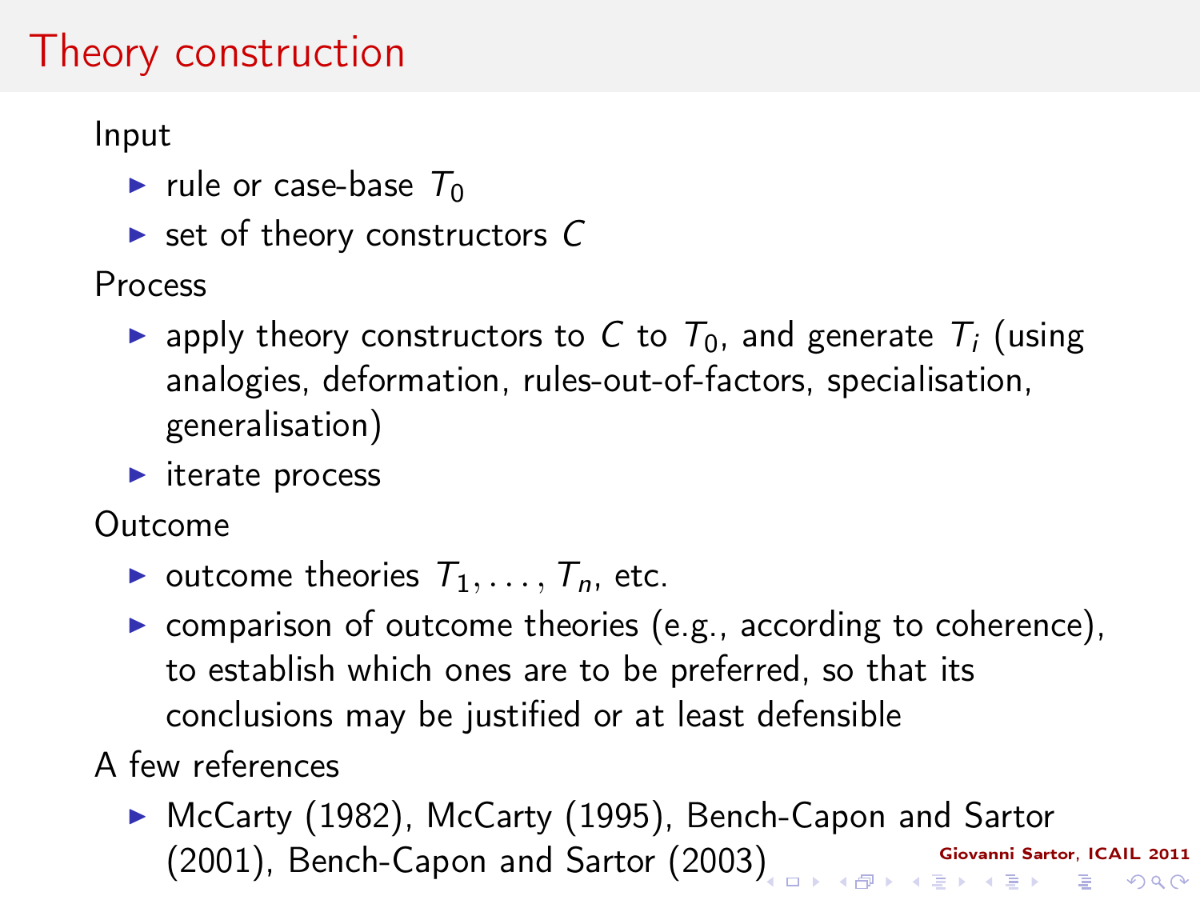# Theory construction

Input

- rule or case-base $T_0$
- set of theory constructors $C$

Process

- apply theory constructors to $C$ to $T_0$, and generate $T_i$ (using analogies, deformation, rules-out-of-factors, specialisation, generalisation)
- iterate process

Outcome

- outcome theories $T_1, \ldots, T_n$, etc.
- comparison of outcome theories (e.g., according to coherence), to establish which ones are to be preferred, so that its conclusions may be justified or at least defensible

A few references

- McCarty (1982), McCarty (1995), Bench-Capon and Sartor (2001), Bench-Capon and Sartor (2003)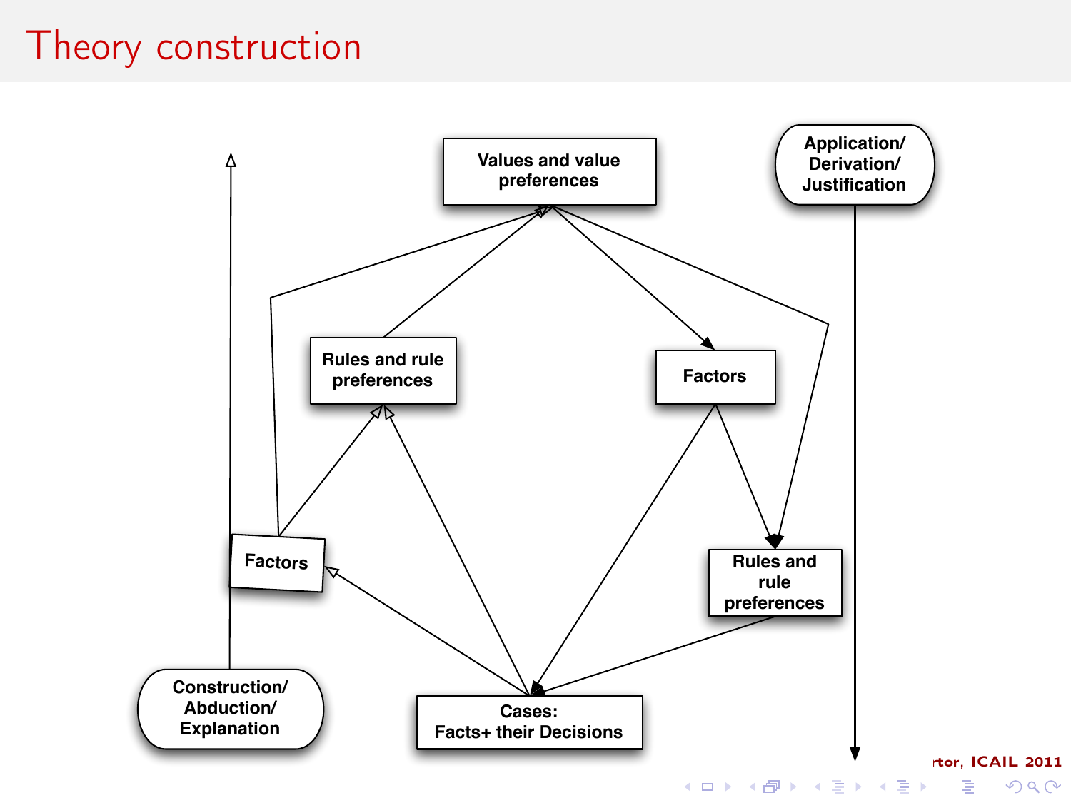# Theory construction

Values and value preferences

Application/ Derivation/ Justification

Rules and rule preferences

Factors

Factors

Rules and rule preferences

Construction/ Abduction/ Explanation

Cases: Facts+ their Decisions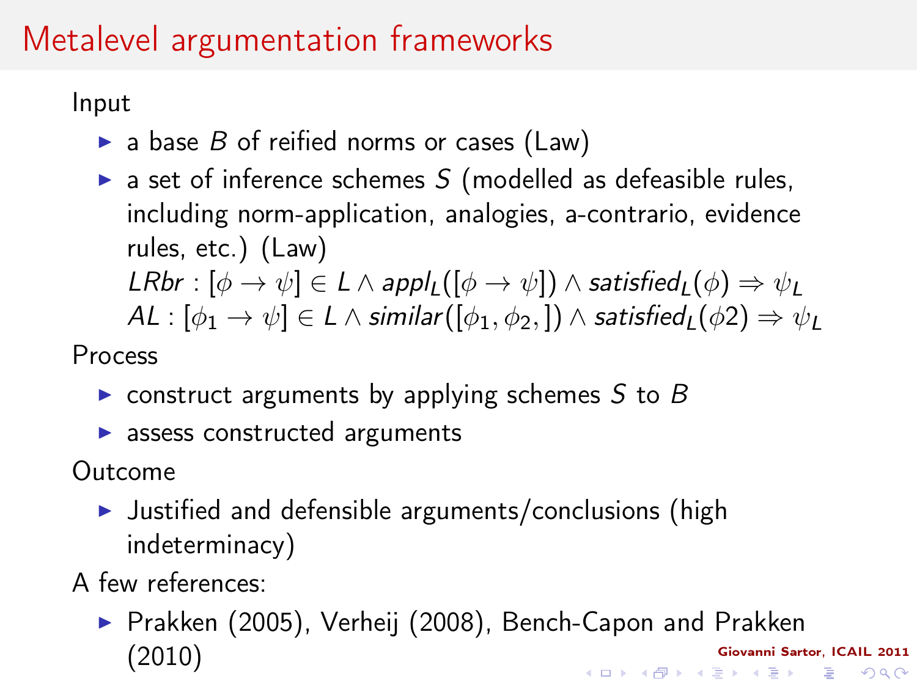# Metalevel argumentation frameworks

Input

- a base $B$ of reified norms or cases (Law)
- a set of inference schemes $S$ (modelled as defeasible rules, including norm-application, analogies, a-contrario, evidence rules, etc.) (Law)

  $LRbr : [\phi \rightarrow \psi] \in L \wedge appl_L([\phi \rightarrow \psi]) \wedge satisfied_L(\phi) \Rightarrow \psi_L$

  $AL : [\phi_1 \rightarrow \psi] \in L \wedge similar([\phi_1, \phi_2, ]) \wedge satisfied_L(\phi 2) \Rightarrow \psi_L$

Process

- construct arguments by applying schemes $S$ to $B$
- assess constructed arguments

Outcome

- Justified and defensible arguments/conclusions (high indeterminacy)

A few references:

- Prakken (2005), Verheij (2008), Bench-Capon and Prakken (2010)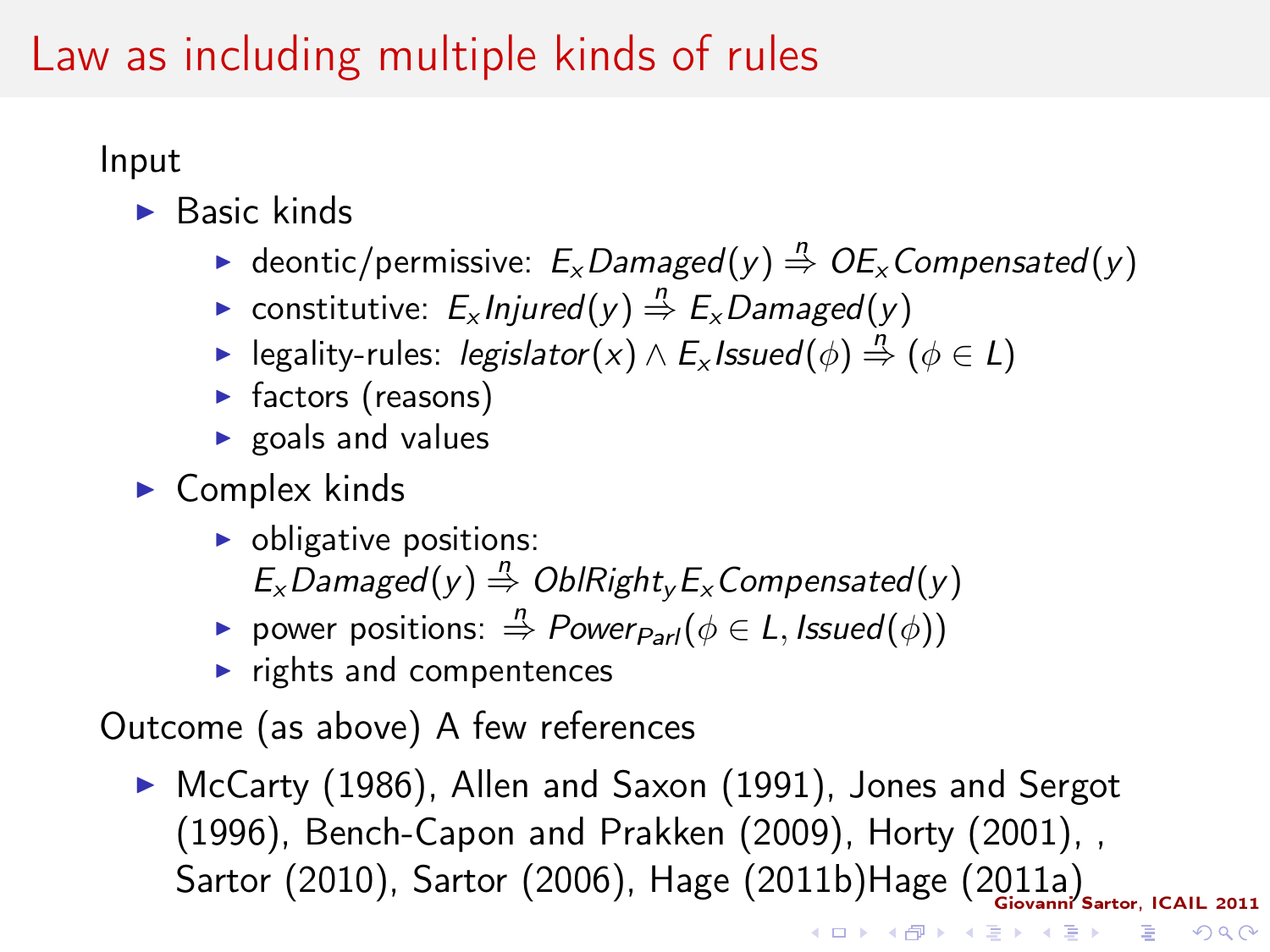# Law as including multiple kinds of rules

Input

- Basic kinds
  - deontic/permissive: $E_x Damaged(y) \stackrel{n}{\Rightarrow} OE_x Compensated(y)$
  - constitutive: $E_x Injured(y) \stackrel{n}{\Rightarrow} E_x Damaged(y)$
  - legality-rules: $legislator(x) \wedge E_x Issued(\phi) \stackrel{n}{\Rightarrow} (\phi \in L)$
  - factors (reasons)
  - goals and values
- Complex kinds
  - obligative positions: $E_x Damaged(y) \stackrel{n}{\Rightarrow} OblRight_y E_x Compensated(y)$
  - power positions: $\stackrel{n}{\Rightarrow} Power_{Parl}(\phi \in L, Issued(\phi))$
  - rights and compentences

Outcome (as above) A few references

- McCarty (1986), Allen and Saxon (1991), Jones and Sergot (1996), Bench-Capon and Prakken (2009), Horty (2001), , Sartor (2010), Sartor (2006), Hage (2011b)Hage (2011a)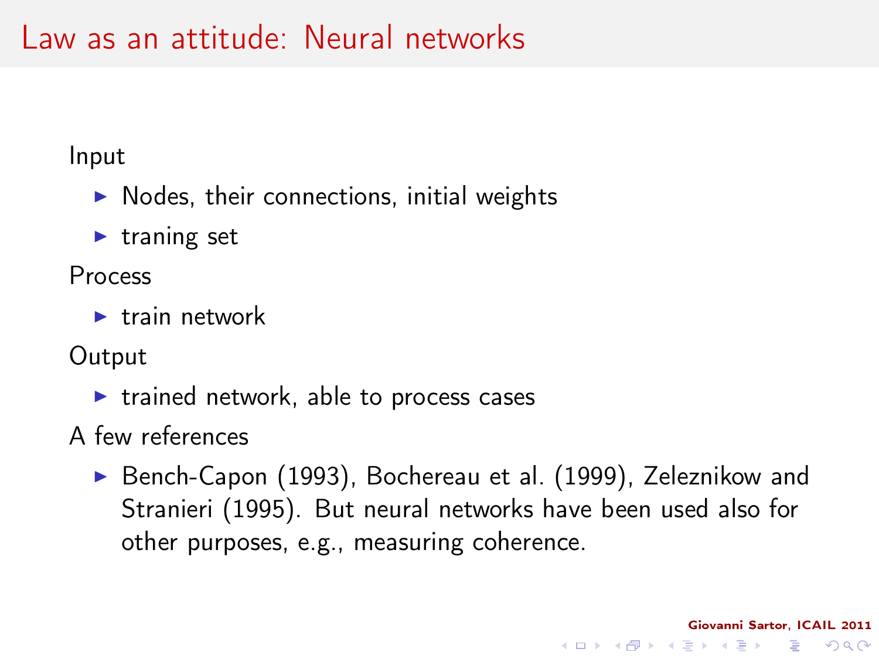# Law as an attitude: Neural networks

Input

- Nodes, their connections, initial weights
- traning set

Process

- train network

Output

- trained network, able to process cases

A few references

- Bench-Capon (1993), Bochereau et al. (1999), Zeleznikow and Stranieri (1995). But neural networks have been used also for other purposes, e.g., measuring coherence.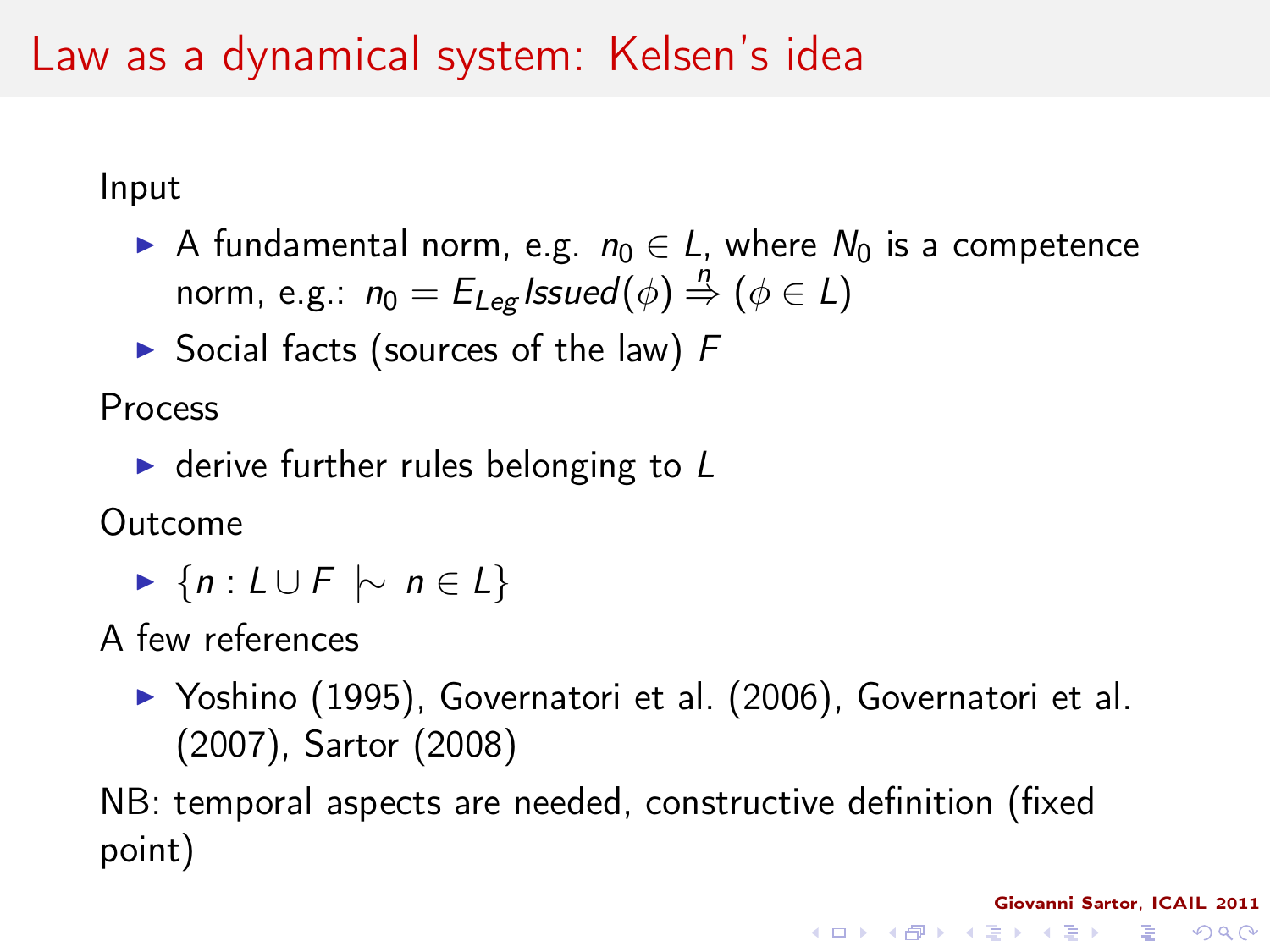# Law as a dynamical system: Kelsen's idea

Input

- A fundamental norm, e.g. $n_0 \in L$, where $N_0$ is a competence norm, e.g.: $n_0 = E_{Leg} Issued(\phi) \overset{n}{\Rightarrow} (\phi \in L)$
- Social facts (sources of the law) $F$

Process

- derive further rules belonging to $L$

Outcome

- $\{n : L \cup F \mid\!\sim n \in L\}$

A few references

- Yoshino (1995), Governatori et al. (2006), Governatori et al. (2007), Sartor (2008)

NB: temporal aspects are needed, constructive definition (fixed point)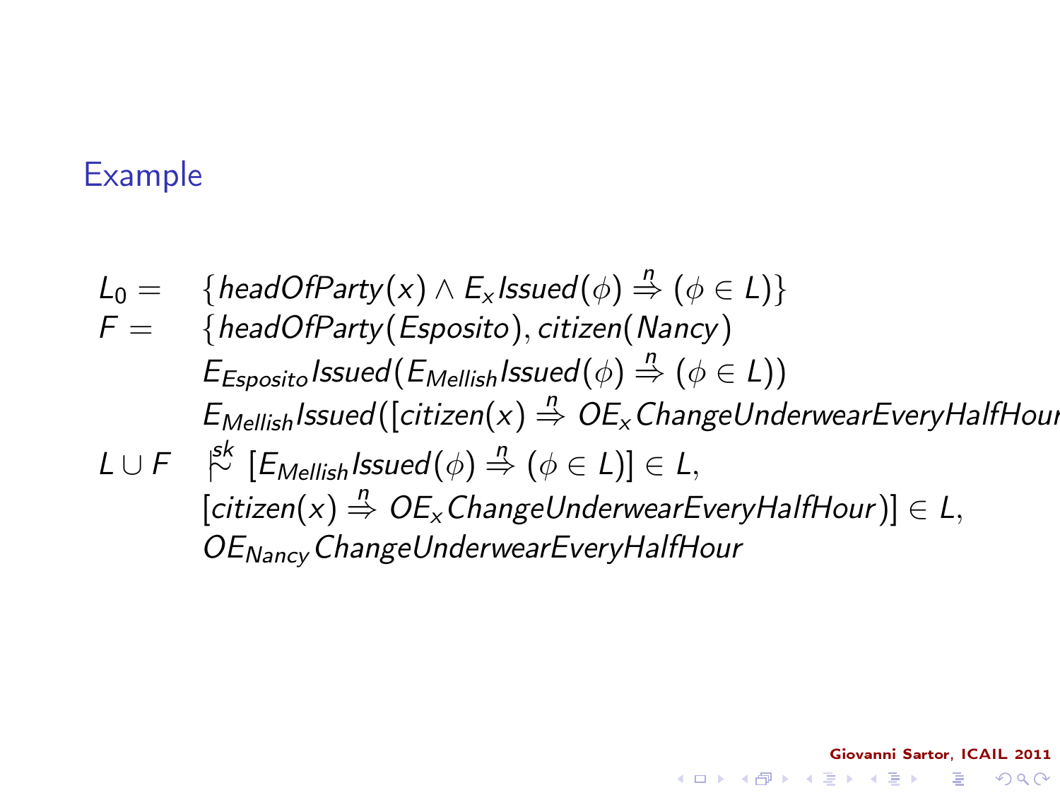## Example

$$
\begin{array}{ll}
L_0 = & \{headOfParty(x) \wedge E_x Issued(\phi) \stackrel{n}{\Rightarrow} (\phi \in L)\} \\
F = & \{headOfParty(Esposito), citizen(Nancy) \\
& E_{Esposito} Issued(E_{Mellish} Issued(\phi) \stackrel{n}{\Rightarrow} (\phi \in L)) \\
& E_{Mellish} Issued([citizen(x) \stackrel{n}{\Rightarrow} OE_x ChangeUnderwearEveryHalfHour \\
L \cup F & \mathrel{|\!\!\!\sim^{sk}} [E_{Mellish} Issued(\phi) \stackrel{n}{\Rightarrow} (\phi \in L)] \in L, \\
& [citizen(x) \stackrel{n}{\Rightarrow} OE_x ChangeUnderwearEveryHalfHour)] \in L, \\
& OE_{Nancy} ChangeUnderwearEveryHalfHour
\end{array}
$$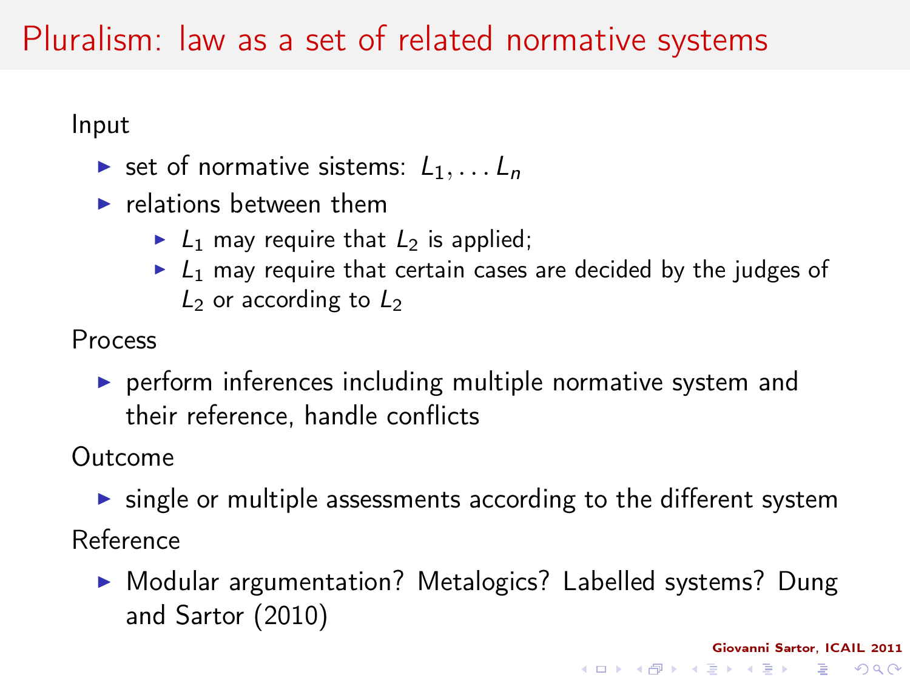# Pluralism: law as a set of related normative systems

Input

- set of normative sistems: $L_1, \ldots L_n$
- relations between them
  - $L_1$ may require that $L_2$ is applied;
  - $L_1$ may require that certain cases are decided by the judges of $L_2$ or according to $L_2$

Process

- perform inferences including multiple normative system and their reference, handle conflicts

Outcome

- single or multiple assessments according to the different system

Reference

- Modular argumentation? Metalogics? Labelled systems? Dung and Sartor (2010)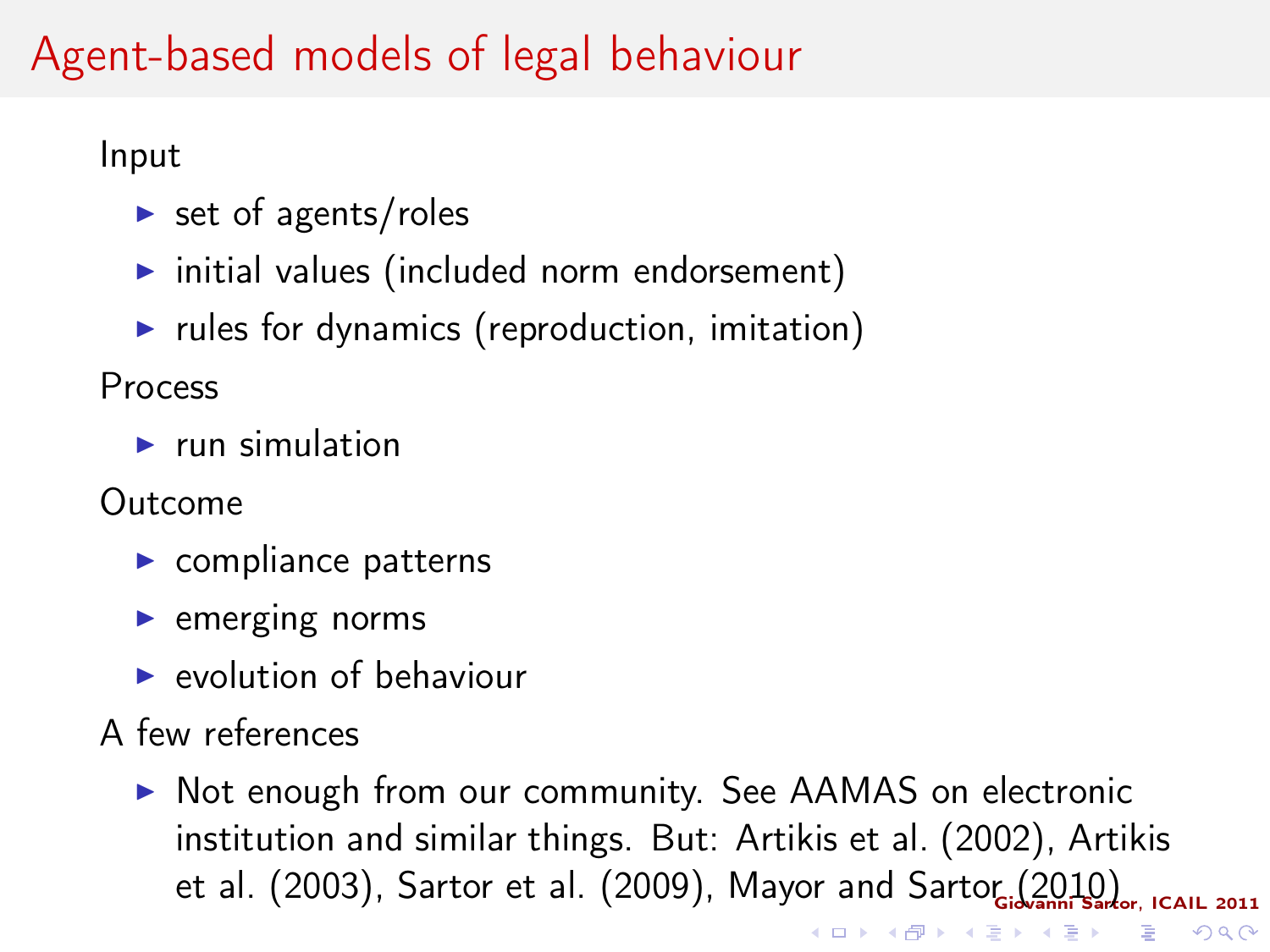# Agent-based models of legal behaviour

Input

- set of agents/roles
- initial values (included norm endorsement)
- rules for dynamics (reproduction, imitation)

Process

- run simulation

Outcome

- compliance patterns
- emerging norms
- evolution of behaviour

A few references

- Not enough from our community. See AAMAS on electronic institution and similar things. But: Artikis et al. (2002), Artikis et al. (2003), Sartor et al. (2009), Mayor and Sartor (2010)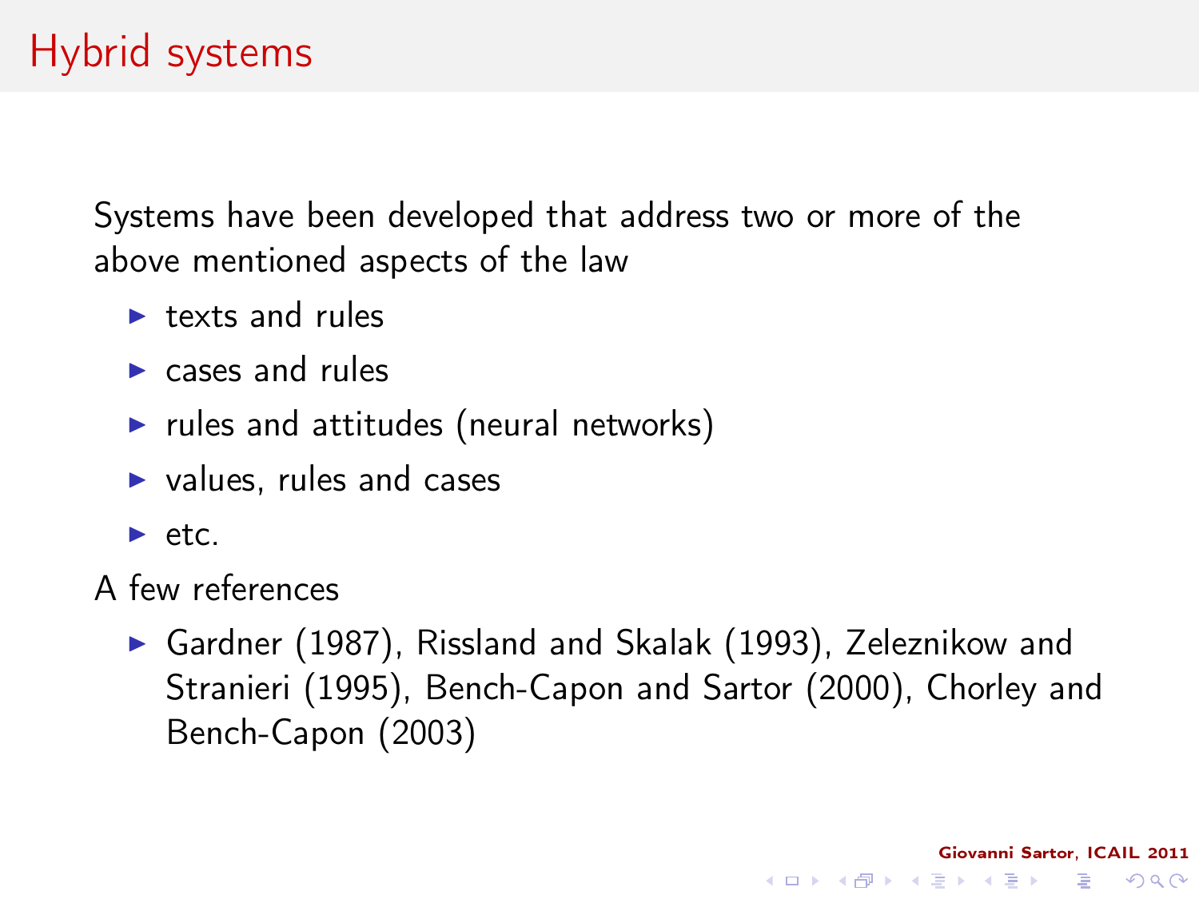# Hybrid systems

Systems have been developed that address two or more of the above mentioned aspects of the law

- texts and rules
- cases and rules
- rules and attitudes (neural networks)
- values, rules and cases
- etc.

A few references

- Gardner (1987), Rissland and Skalak (1993), Zeleznikow and Stranieri (1995), Bench-Capon and Sartor (2000), Chorley and Bench-Capon (2003)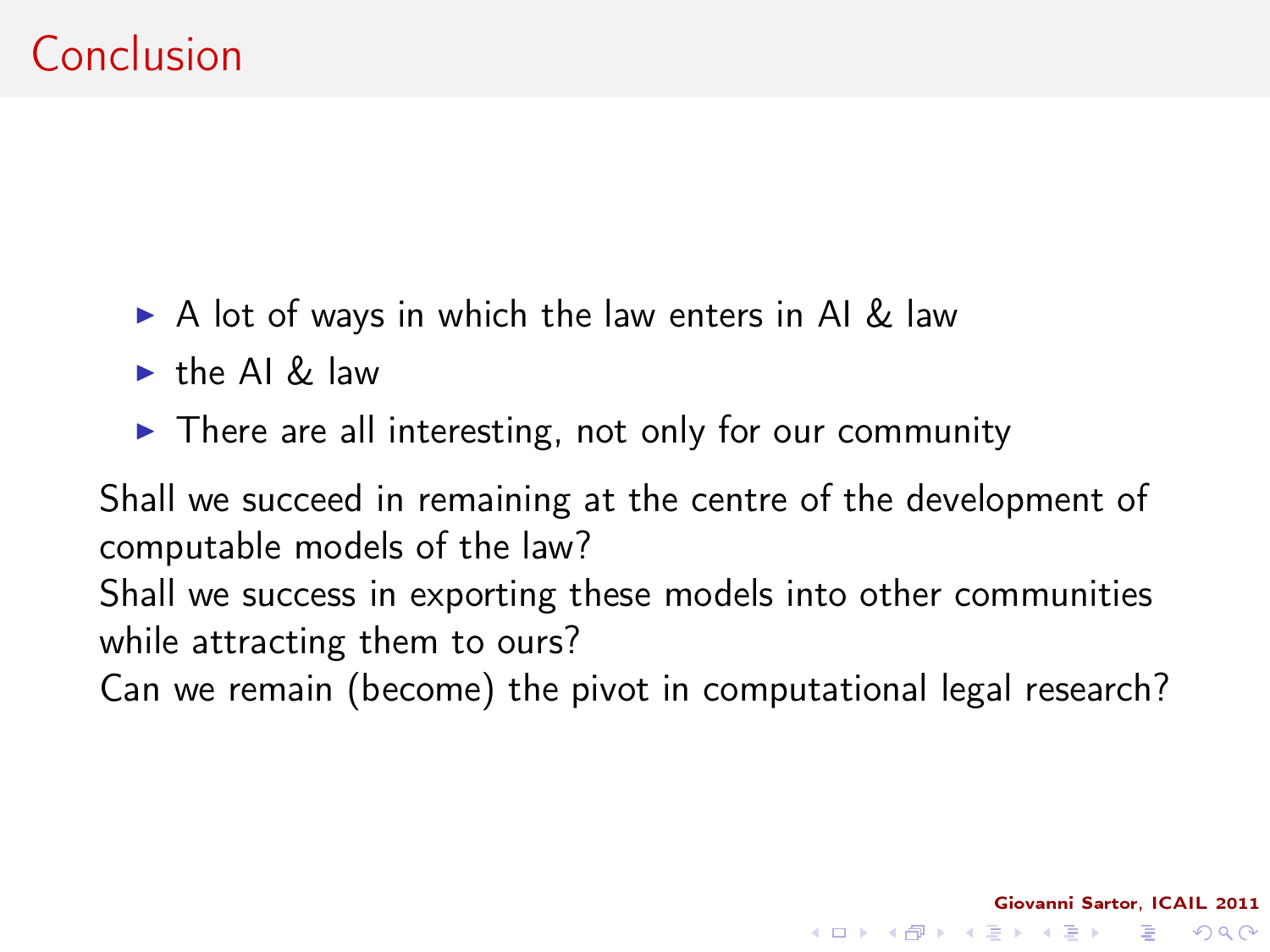# Conclusion

- A lot of ways in which the law enters in AI & law
- the AI & law
- There are all interesting, not only for our community

Shall we succeed in remaining at the centre of the development of computable models of the law?
Shall we success in exporting these models into other communities while attracting them to ours?
Can we remain (become) the pivot in computational legal research?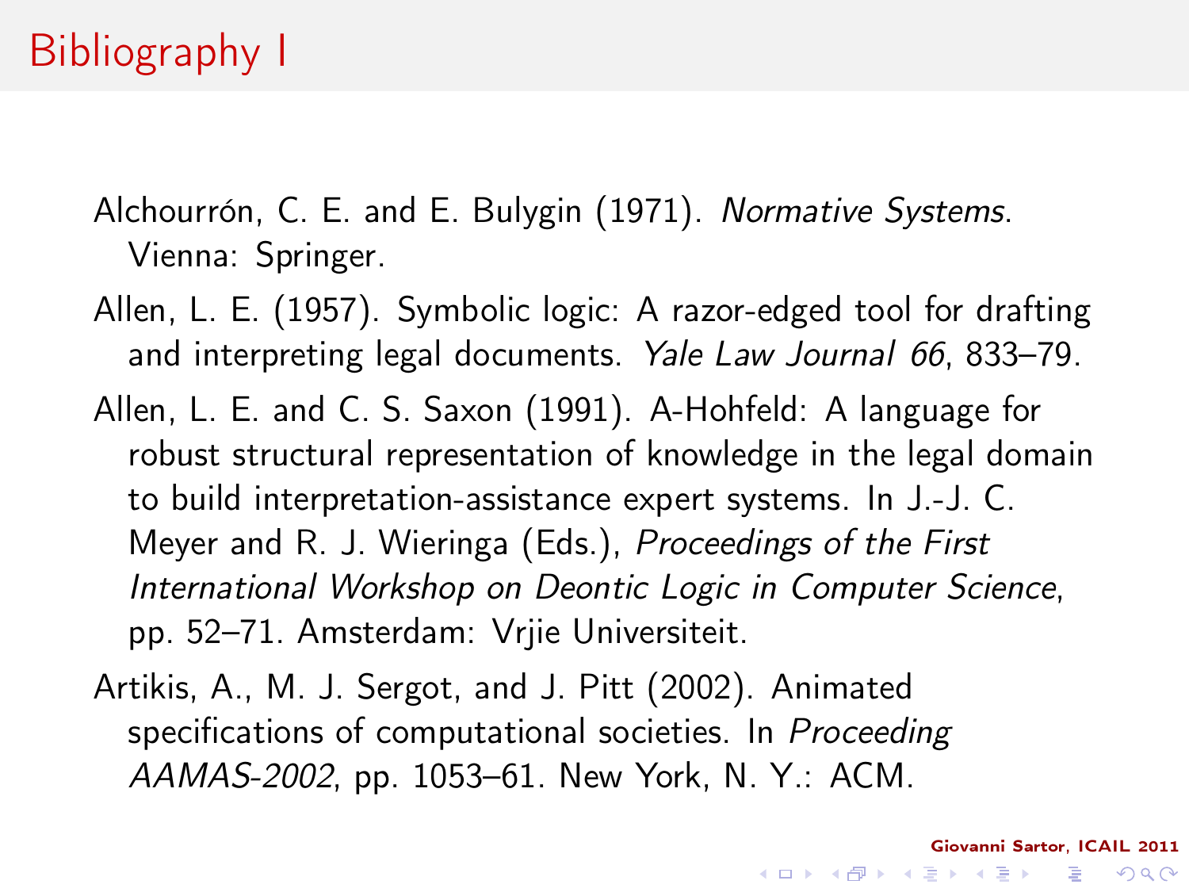# Bibliography I

Alchourrón, C. E. and E. Bulygin (1971). *Normative Systems*. Vienna: Springer.

Allen, L. E. (1957). Symbolic logic: A razor-edged tool for drafting and interpreting legal documents. *Yale Law Journal 66*, 833–79.

Allen, L. E. and C. S. Saxon (1991). A-Hohfeld: A language for robust structural representation of knowledge in the legal domain to build interpretation-assistance expert systems. In J.-J. C. Meyer and R. J. Wieringa (Eds.), *Proceedings of the First International Workshop on Deontic Logic in Computer Science*, pp. 52–71. Amsterdam: Vrjie Universiteit.

Artikis, A., M. J. Sergot, and J. Pitt (2002). Animated specifications of computational societies. In *Proceeding AAMAS-2002*, pp. 1053–61. New York, N. Y.: ACM.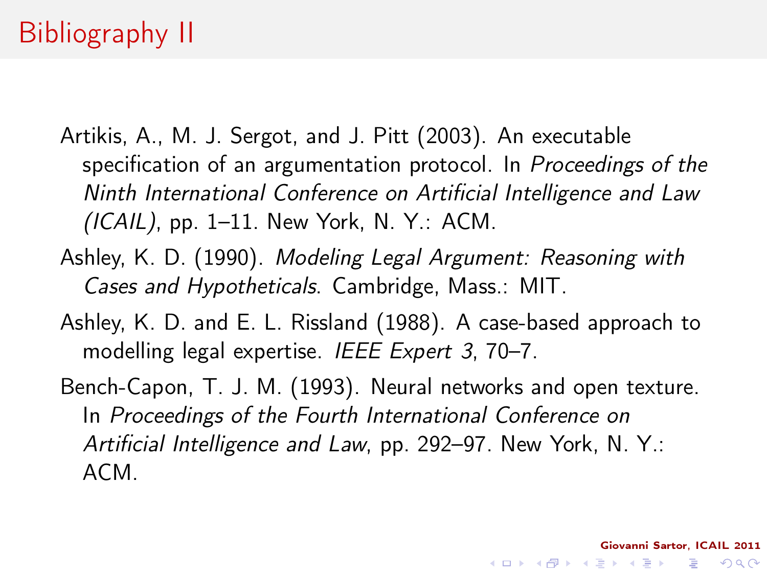# Bibliography II

Artikis, A., M. J. Sergot, and J. Pitt (2003). An executable specification of an argumentation protocol. In *Proceedings of the Ninth International Conference on Artificial Intelligence and Law (ICAIL)*, pp. 1–11. New York, N. Y.: ACM.

Ashley, K. D. (1990). *Modeling Legal Argument: Reasoning with Cases and Hypotheticals*. Cambridge, Mass.: MIT.

Ashley, K. D. and E. L. Rissland (1988). A case-based approach to modelling legal expertise. *IEEE Expert 3*, 70–7.

Bench-Capon, T. J. M. (1993). Neural networks and open texture. In *Proceedings of the Fourth International Conference on Artificial Intelligence and Law*, pp. 292–97. New York, N. Y.: ACM.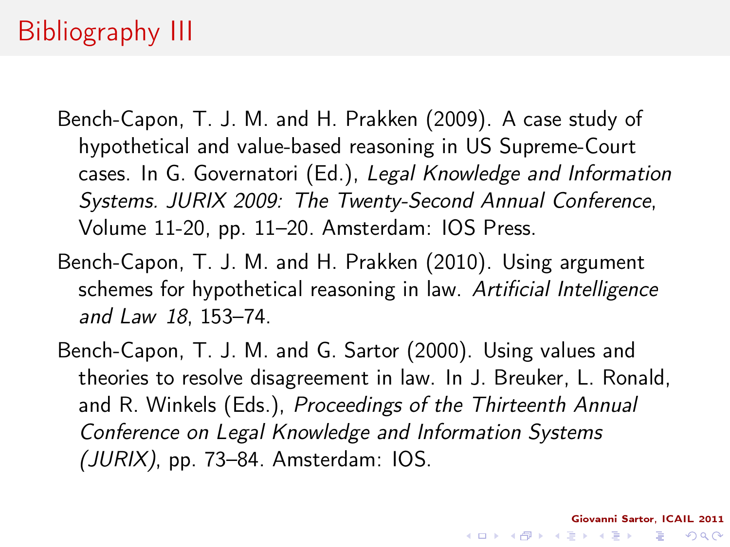# Bibliography III

Bench-Capon, T. J. M. and H. Prakken (2009). A case study of hypothetical and value-based reasoning in US Supreme-Court cases. In G. Governatori (Ed.), *Legal Knowledge and Information Systems. JURIX 2009: The Twenty-Second Annual Conference*, Volume 11-20, pp. 11–20. Amsterdam: IOS Press.

Bench-Capon, T. J. M. and H. Prakken (2010). Using argument schemes for hypothetical reasoning in law. *Artificial Intelligence and Law 18*, 153–74.

Bench-Capon, T. J. M. and G. Sartor (2000). Using values and theories to resolve disagreement in law. In J. Breuker, L. Ronald, and R. Winkels (Eds.), *Proceedings of the Thirteenth Annual Conference on Legal Knowledge and Information Systems (JURIX)*, pp. 73–84. Amsterdam: IOS.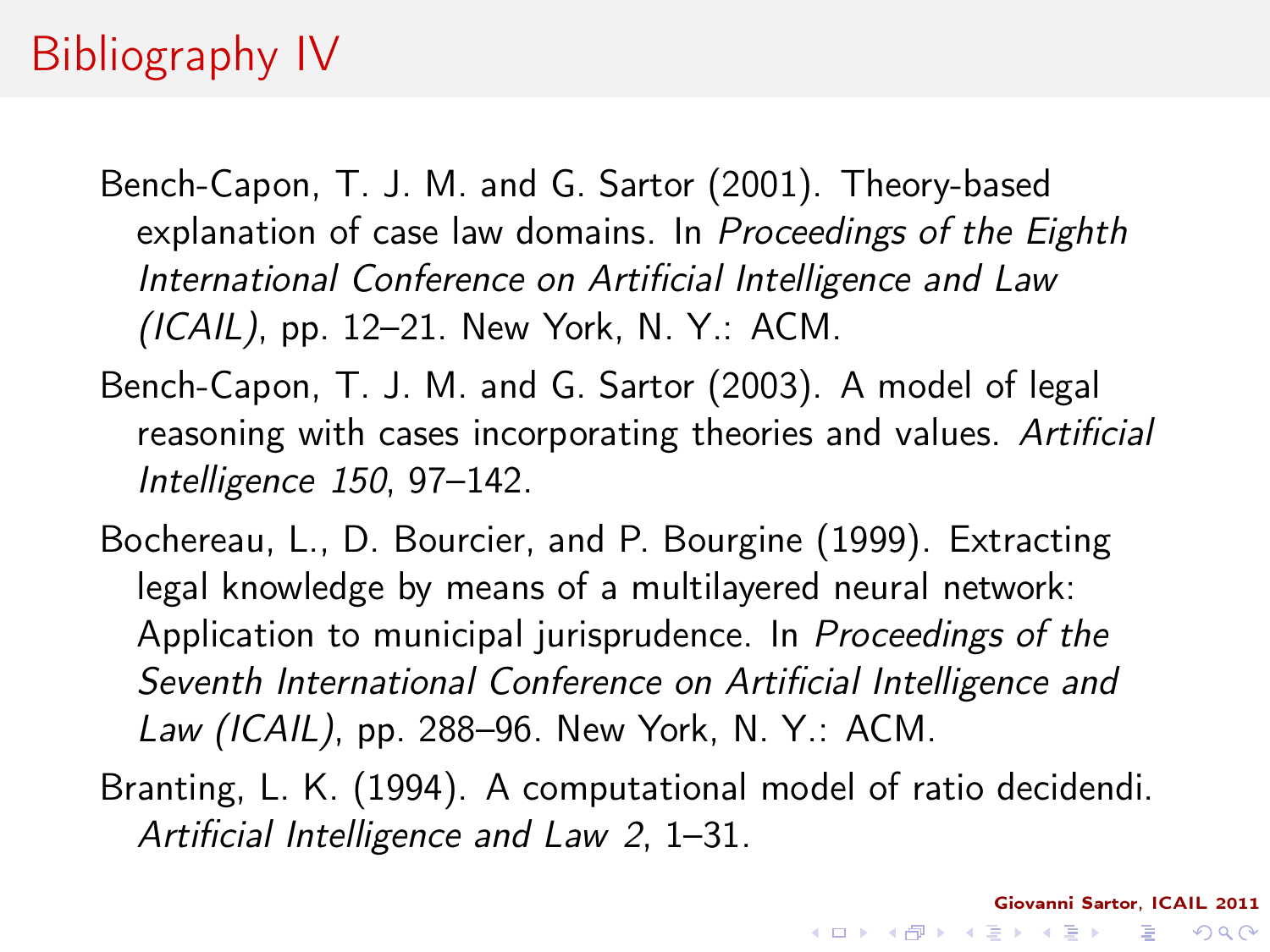# Bibliography IV

Bench-Capon, T. J. M. and G. Sartor (2001). Theory-based explanation of case law domains. In *Proceedings of the Eighth International Conference on Artificial Intelligence and Law (ICAIL)*, pp. 12–21. New York, N. Y.: ACM.

Bench-Capon, T. J. M. and G. Sartor (2003). A model of legal reasoning with cases incorporating theories and values. *Artificial Intelligence 150*, 97–142.

Bochereau, L., D. Bourcier, and P. Bourgine (1999). Extracting legal knowledge by means of a multilayered neural network: Application to municipal jurisprudence. In *Proceedings of the Seventh International Conference on Artificial Intelligence and Law (ICAIL)*, pp. 288–96. New York, N. Y.: ACM.

Branting, L. K. (1994). A computational model of ratio decidendi. *Artificial Intelligence and Law 2*, 1–31.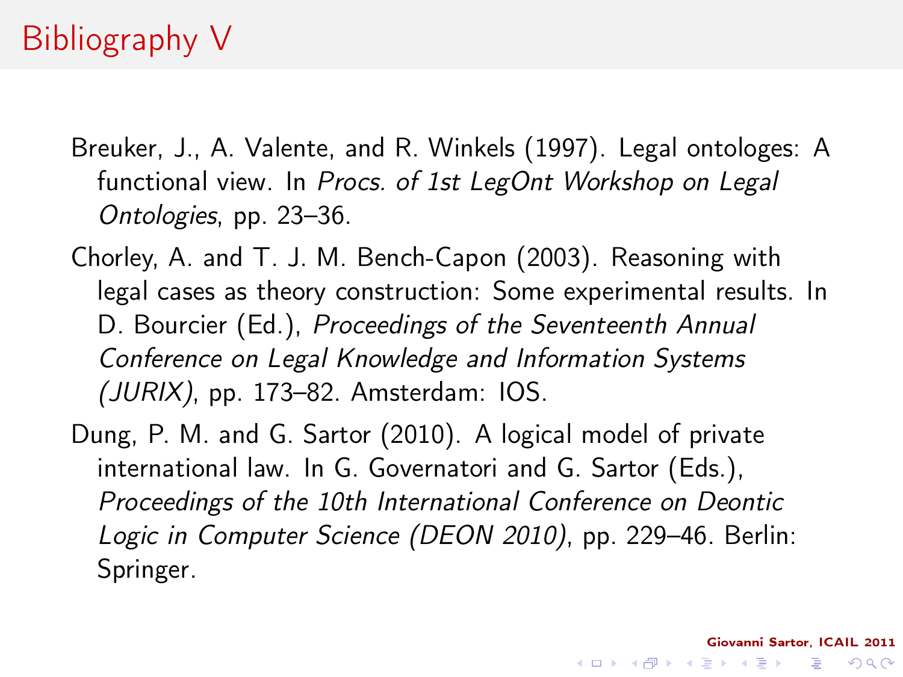# Bibliography V

Breuker, J., A. Valente, and R. Winkels (1997). Legal ontologes: A functional view. In *Procs. of 1st LegOnt Workshop on Legal Ontologies*, pp. 23–36.

Chorley, A. and T. J. M. Bench-Capon (2003). Reasoning with legal cases as theory construction: Some experimental results. In D. Bourcier (Ed.), *Proceedings of the Seventeenth Annual Conference on Legal Knowledge and Information Systems (JURIX)*, pp. 173–82. Amsterdam: IOS.

Dung, P. M. and G. Sartor (2010). A logical model of private international law. In G. Governatori and G. Sartor (Eds.), *Proceedings of the 10th International Conference on Deontic Logic in Computer Science (DEON 2010)*, pp. 229–46. Berlin: Springer.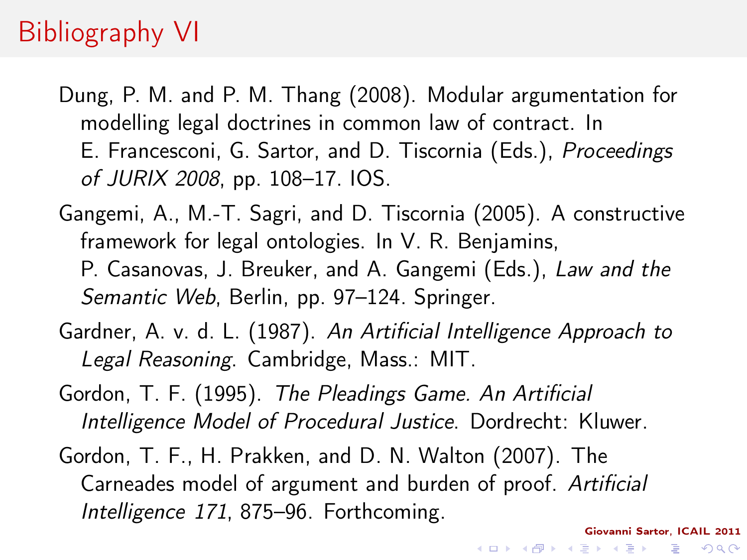# Bibliography VI

Dung, P. M. and P. M. Thang (2008). Modular argumentation for modelling legal doctrines in common law of contract. In E. Francesconi, G. Sartor, and D. Tiscornia (Eds.), *Proceedings of JURIX 2008*, pp. 108–17. IOS.

Gangemi, A., M.-T. Sagri, and D. Tiscornia (2005). A constructive framework for legal ontologies. In V. R. Benjamins, P. Casanovas, J. Breuker, and A. Gangemi (Eds.), *Law and the Semantic Web*, Berlin, pp. 97–124. Springer.

Gardner, A. v. d. L. (1987). *An Artificial Intelligence Approach to Legal Reasoning*. Cambridge, Mass.: MIT.

Gordon, T. F. (1995). *The Pleadings Game. An Artificial Intelligence Model of Procedural Justice*. Dordrecht: Kluwer.

Gordon, T. F., H. Prakken, and D. N. Walton (2007). The Carneades model of argument and burden of proof. *Artificial Intelligence 171*, 875–96. Forthcoming.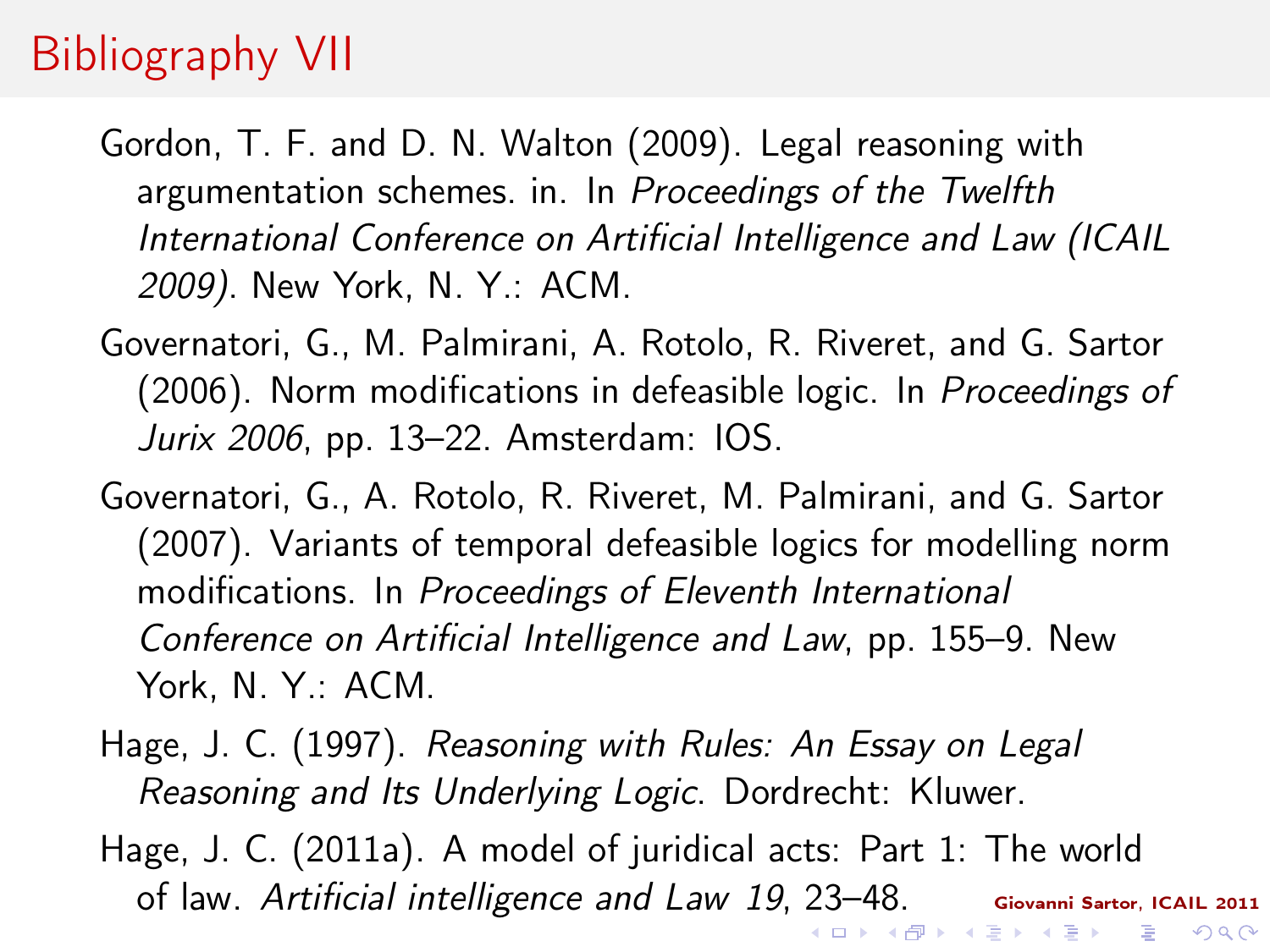# Bibliography VII

Gordon, T. F. and D. N. Walton (2009). Legal reasoning with argumentation schemes. in. In *Proceedings of the Twelfth International Conference on Artificial Intelligence and Law (ICAIL 2009)*. New York, N. Y.: ACM.

Governatori, G., M. Palmirani, A. Rotolo, R. Riveret, and G. Sartor (2006). Norm modifications in defeasible logic. In *Proceedings of Jurix 2006*, pp. 13–22. Amsterdam: IOS.

Governatori, G., A. Rotolo, R. Riveret, M. Palmirani, and G. Sartor (2007). Variants of temporal defeasible logics for modelling norm modifications. In *Proceedings of Eleventh International Conference on Artificial Intelligence and Law*, pp. 155–9. New York, N. Y.: ACM.

Hage, J. C. (1997). *Reasoning with Rules: An Essay on Legal Reasoning and Its Underlying Logic*. Dordrecht: Kluwer.

Hage, J. C. (2011a). A model of juridical acts: Part 1: The world of law. *Artificial intelligence and Law 19*, 23–48.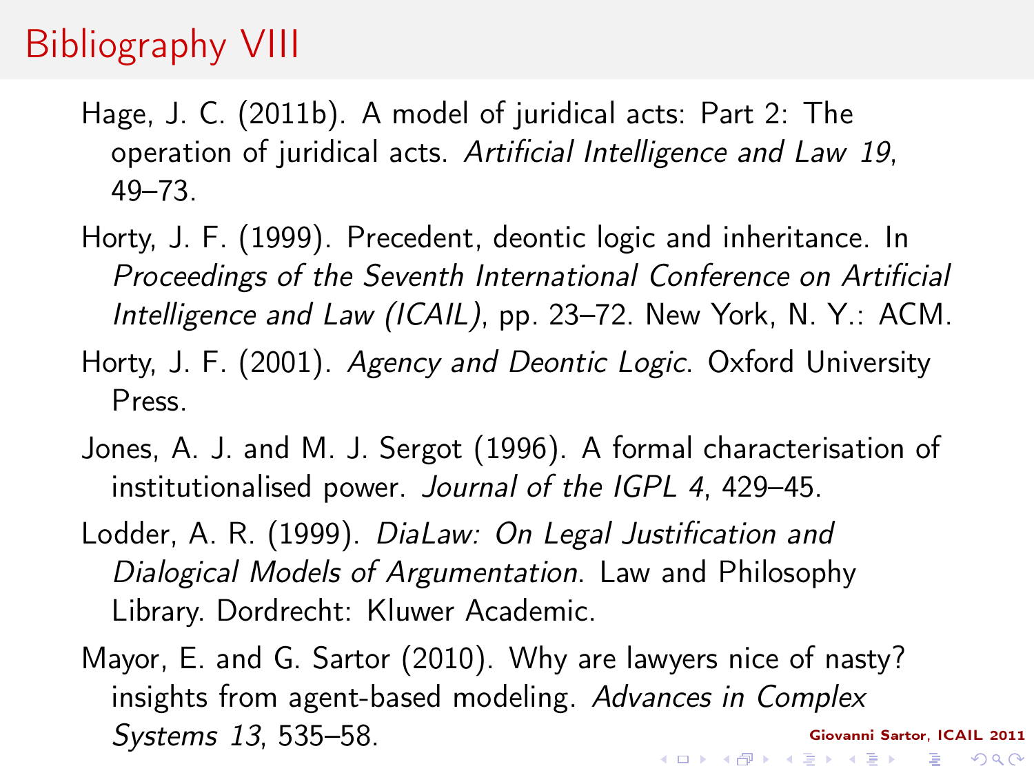# Bibliography VIII

Hage, J. C. (2011b). A model of juridical acts: Part 2: The operation of juridical acts. *Artificial Intelligence and Law 19*, 49–73.

Horty, J. F. (1999). Precedent, deontic logic and inheritance. In *Proceedings of the Seventh International Conference on Artificial Intelligence and Law (ICAIL)*, pp. 23–72. New York, N. Y.: ACM.

Horty, J. F. (2001). *Agency and Deontic Logic*. Oxford University Press.

Jones, A. J. and M. J. Sergot (1996). A formal characterisation of institutionalised power. *Journal of the IGPL 4*, 429–45.

Lodder, A. R. (1999). *DiaLaw: On Legal Justification and Dialogical Models of Argumentation*. Law and Philosophy Library. Dordrecht: Kluwer Academic.

Mayor, E. and G. Sartor (2010). Why are lawyers nice of nasty? insights from agent-based modeling. *Advances in Complex Systems 13*, 535–58.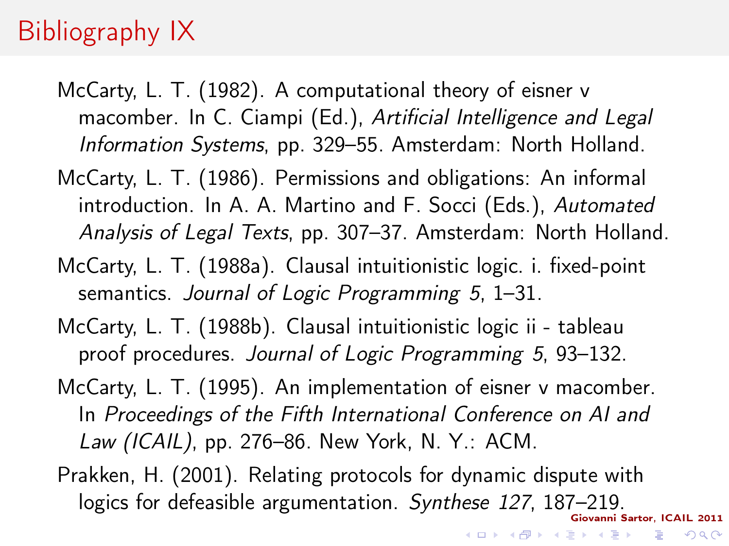# Bibliography IX

McCarty, L. T. (1982). A computational theory of eisner v macomber. In C. Ciampi (Ed.), *Artificial Intelligence and Legal Information Systems*, pp. 329–55. Amsterdam: North Holland.

McCarty, L. T. (1986). Permissions and obligations: An informal introduction. In A. A. Martino and F. Socci (Eds.), *Automated Analysis of Legal Texts*, pp. 307–37. Amsterdam: North Holland.

McCarty, L. T. (1988a). Clausal intuitionistic logic. i. fixed-point semantics. *Journal of Logic Programming 5*, 1–31.

McCarty, L. T. (1988b). Clausal intuitionistic logic ii - tableau proof procedures. *Journal of Logic Programming 5*, 93–132.

McCarty, L. T. (1995). An implementation of eisner v macomber. In *Proceedings of the Fifth International Conference on AI and Law (ICAIL)*, pp. 276–86. New York, N. Y.: ACM.

Prakken, H. (2001). Relating protocols for dynamic dispute with logics for defeasible argumentation. *Synthese 127*, 187–219.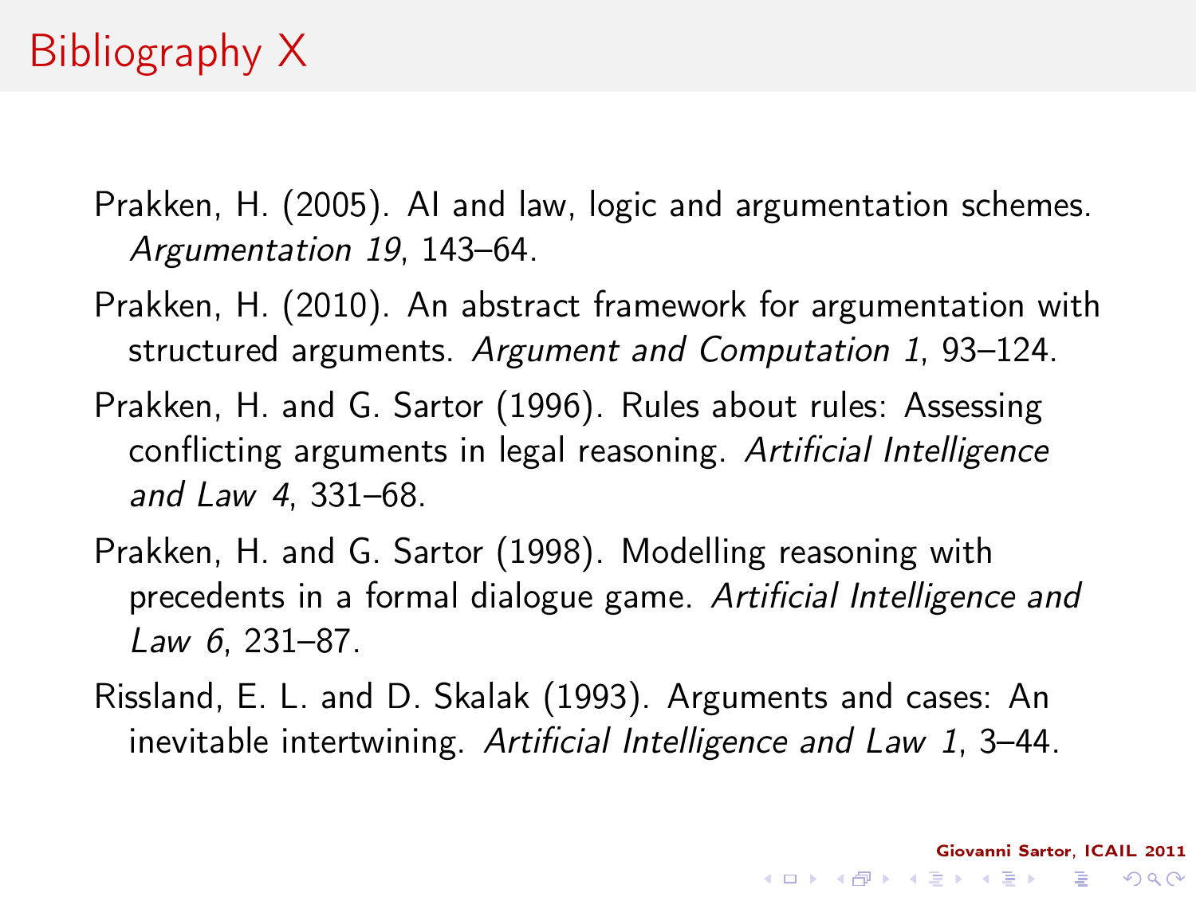# Bibliography X

Prakken, H. (2005). AI and law, logic and argumentation schemes. *Argumentation 19*, 143–64.

Prakken, H. (2010). An abstract framework for argumentation with structured arguments. *Argument and Computation 1*, 93–124.

Prakken, H. and G. Sartor (1996). Rules about rules: Assessing conflicting arguments in legal reasoning. *Artificial Intelligence and Law 4*, 331–68.

Prakken, H. and G. Sartor (1998). Modelling reasoning with precedents in a formal dialogue game. *Artificial Intelligence and Law 6*, 231–87.

Rissland, E. L. and D. Skalak (1993). Arguments and cases: An inevitable intertwining. *Artificial Intelligence and Law 1*, 3–44.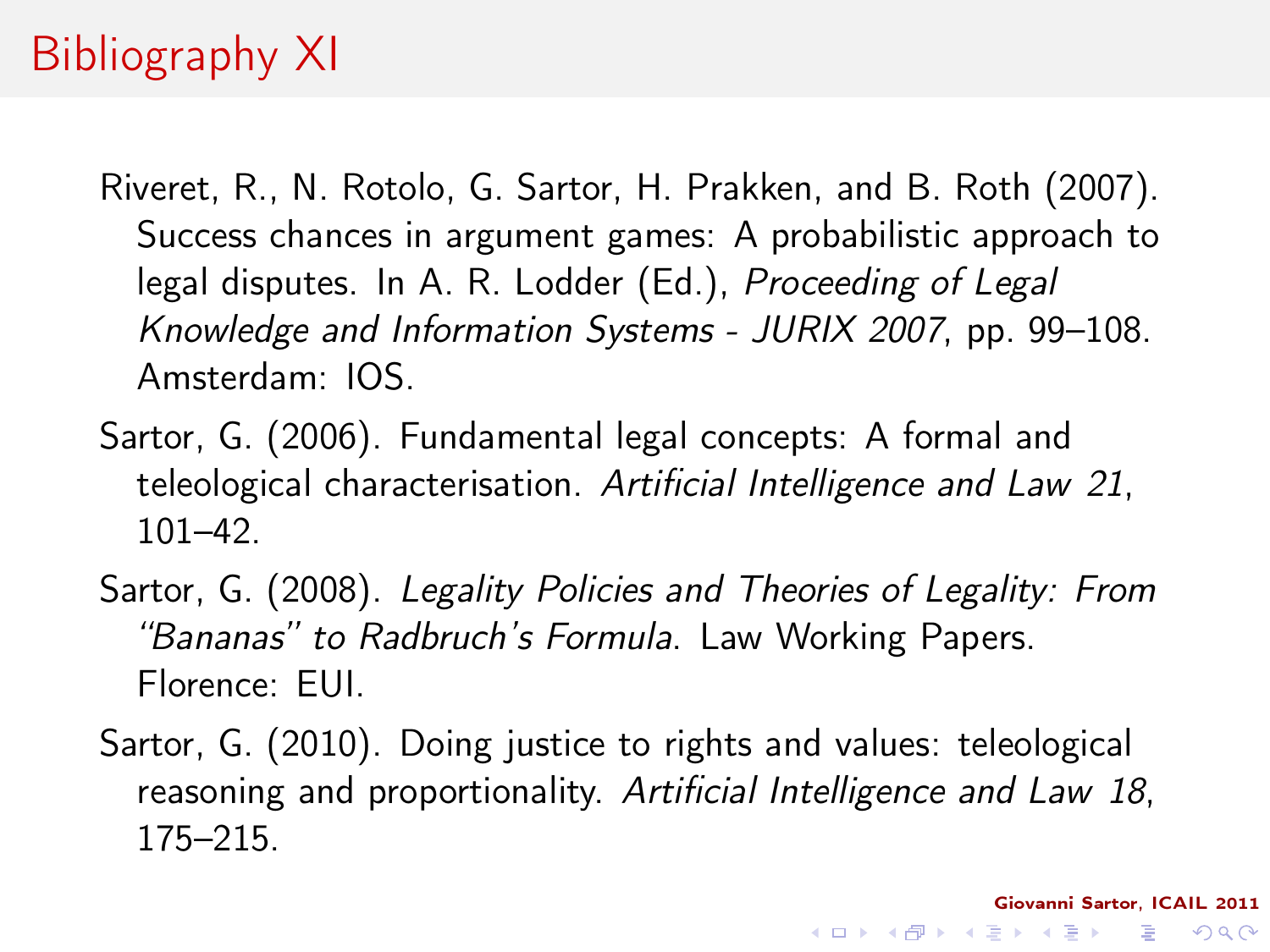# Bibliography XI

Riveret, R., N. Rotolo, G. Sartor, H. Prakken, and B. Roth (2007). Success chances in argument games: A probabilistic approach to legal disputes. In A. R. Lodder (Ed.), *Proceeding of Legal Knowledge and Information Systems - JURIX 2007*, pp. 99–108. Amsterdam: IOS.

Sartor, G. (2006). Fundamental legal concepts: A formal and teleological characterisation. *Artificial Intelligence and Law 21*, 101–42.

Sartor, G. (2008). *Legality Policies and Theories of Legality: From "Bananas" to Radbruch's Formula*. Law Working Papers. Florence: EUI.

Sartor, G. (2010). Doing justice to rights and values: teleological reasoning and proportionality. *Artificial Intelligence and Law 18*, 175–215.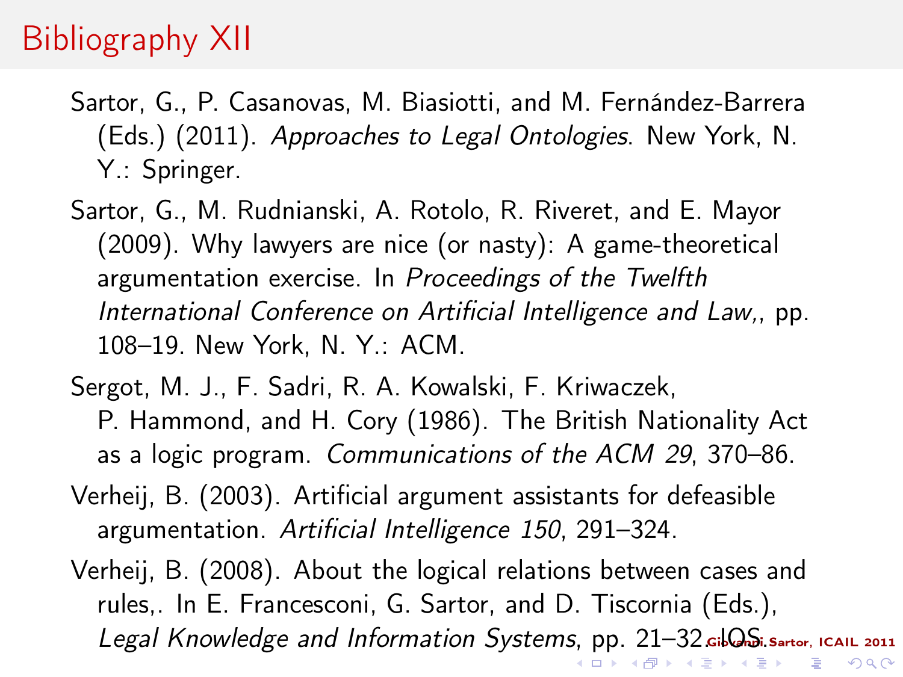# Bibliography XII

Sartor, G., P. Casanovas, M. Biasiotti, and M. Fernández-Barrera (Eds.) (2011). *Approaches to Legal Ontologies*. New York, N. Y.: Springer.

Sartor, G., M. Rudnianski, A. Rotolo, R. Riveret, and E. Mayor (2009). Why lawyers are nice (or nasty): A game-theoretical argumentation exercise. In *Proceedings of the Twelfth International Conference on Artificial Intelligence and Law,*, pp. 108–19. New York, N. Y.: ACM.

Sergot, M. J., F. Sadri, R. A. Kowalski, F. Kriwaczek, P. Hammond, and H. Cory (1986). The British Nationality Act as a logic program. *Communications of the ACM 29*, 370–86.

Verheij, B. (2003). Artificial argument assistants for defeasible argumentation. *Artificial Intelligence 150*, 291–324.

Verheij, B. (2008). About the logical relations between cases and rules,. In E. Francesconi, G. Sartor, and D. Tiscornia (Eds.), *Legal Knowledge and Information Systems*, pp. 21–32. IOS.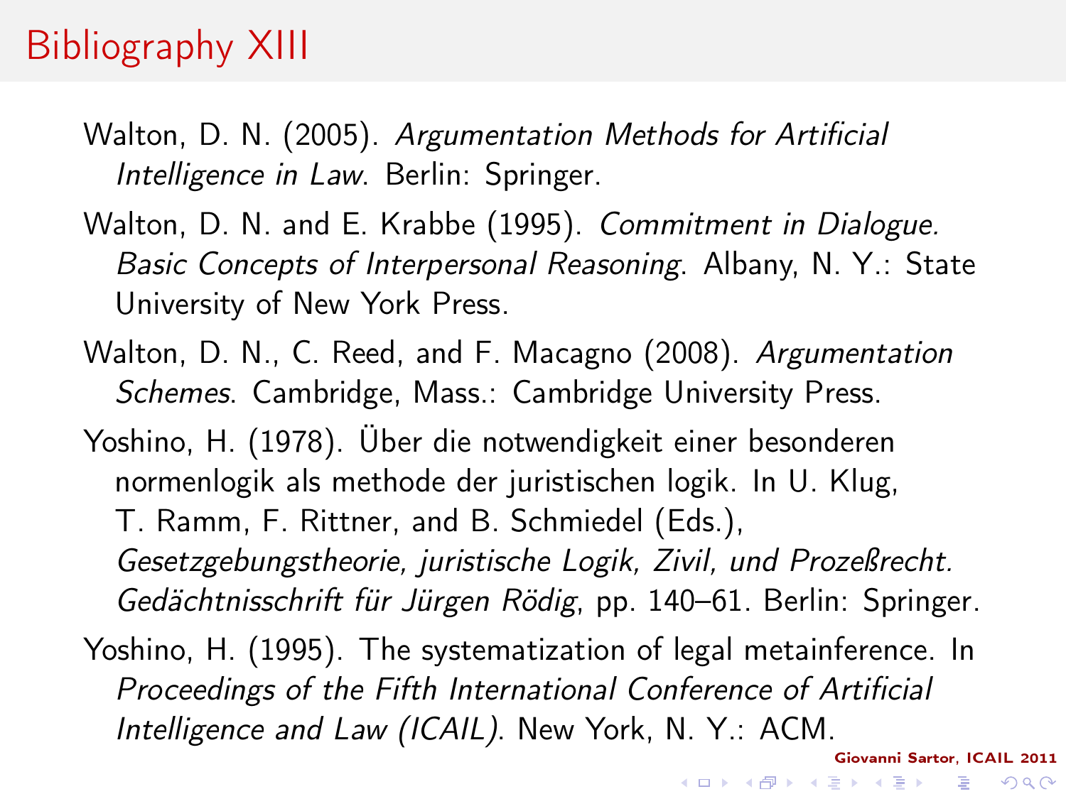# Bibliography XIII

Walton, D. N. (2005). *Argumentation Methods for Artificial Intelligence in Law*. Berlin: Springer.

Walton, D. N. and E. Krabbe (1995). *Commitment in Dialogue. Basic Concepts of Interpersonal Reasoning*. Albany, N. Y.: State University of New York Press.

Walton, D. N., C. Reed, and F. Macagno (2008). *Argumentation Schemes*. Cambridge, Mass.: Cambridge University Press.

Yoshino, H. (1978). Über die notwendigkeit einer besonderen normenlogik als methode der juristischen logik. In U. Klug, T. Ramm, F. Rittner, and B. Schmiedel (Eds.), *Gesetzgebungstheorie, juristische Logik, Zivil, und Prozeßrecht. Gedächtnisschrift für Jürgen Rödig*, pp. 140–61. Berlin: Springer.

Yoshino, H. (1995). The systematization of legal metainference. In *Proceedings of the Fifth International Conference of Artificial Intelligence and Law (ICAIL)*. New York, N. Y.: ACM.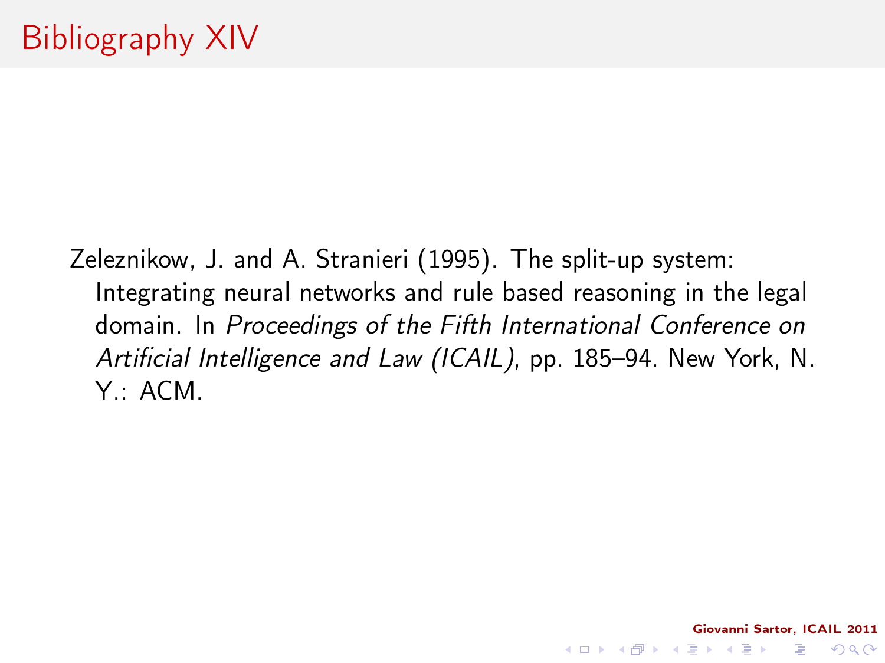# Bibliography XIV

Zeleznikow, J. and A. Stranieri (1995). The split-up system: Integrating neural networks and rule based reasoning in the legal domain. In *Proceedings of the Fifth International Conference on Artificial Intelligence and Law (ICAIL)*, pp. 185–94. New York, N. Y.: ACM.